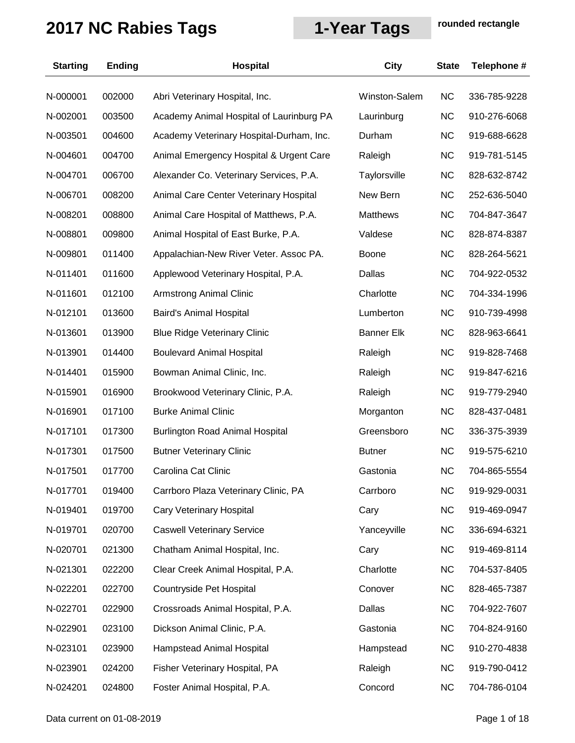# 2017 NC Rabies Tags

**1-Year Tags** **rounded rectangle**

| Starting | Ending | Hospital | City | State | Telephone # |
|---|---|---|---|---|---|
| N-000001 | 002000 | Abri Veterinary Hospital, Inc. | Winston-Salem | NC | 336-785-9228 |
| N-002001 | 003500 | Academy Animal Hospital of Laurinburg PA | Laurinburg | NC | 910-276-6068 |
| N-003501 | 004600 | Academy Veterinary Hospital-Durham, Inc. | Durham | NC | 919-688-6628 |
| N-004601 | 004700 | Animal Emergency Hospital & Urgent Care | Raleigh | NC | 919-781-5145 |
| N-004701 | 006700 | Alexander Co. Veterinary Services, P.A. | Taylorsville | NC | 828-632-8742 |
| N-006701 | 008200 | Animal Care Center Veterinary Hospital | New Bern | NC | 252-636-5040 |
| N-008201 | 008800 | Animal Care Hospital of Matthews, P.A. | Matthews | NC | 704-847-3647 |
| N-008801 | 009800 | Animal Hospital of East Burke, P.A. | Valdese | NC | 828-874-8387 |
| N-009801 | 011400 | Appalachian-New River Veter. Assoc PA. | Boone | NC | 828-264-5621 |
| N-011401 | 011600 | Applewood Veterinary Hospital, P.A. | Dallas | NC | 704-922-0532 |
| N-011601 | 012100 | Armstrong Animal Clinic | Charlotte | NC | 704-334-1996 |
| N-012101 | 013600 | Baird's Animal Hospital | Lumberton | NC | 910-739-4998 |
| N-013601 | 013900 | Blue Ridge Veterinary Clinic | Banner Elk | NC | 828-963-6641 |
| N-013901 | 014400 | Boulevard Animal Hospital | Raleigh | NC | 919-828-7468 |
| N-014401 | 015900 | Bowman Animal Clinic, Inc. | Raleigh | NC | 919-847-6216 |
| N-015901 | 016900 | Brookwood Veterinary Clinic, P.A. | Raleigh | NC | 919-779-2940 |
| N-016901 | 017100 | Burke Animal Clinic | Morganton | NC | 828-437-0481 |
| N-017101 | 017300 | Burlington Road Animal Hospital | Greensboro | NC | 336-375-3939 |
| N-017301 | 017500 | Butner Veterinary Clinic | Butner | NC | 919-575-6210 |
| N-017501 | 017700 | Carolina Cat Clinic | Gastonia | NC | 704-865-5554 |
| N-017701 | 019400 | Carrboro Plaza Veterinary Clinic, PA | Carrboro | NC | 919-929-0031 |
| N-019401 | 019700 | Cary Veterinary Hospital | Cary | NC | 919-469-0947 |
| N-019701 | 020700 | Caswell Veterinary Service | Yanceyville | NC | 336-694-6321 |
| N-020701 | 021300 | Chatham Animal Hospital, Inc. | Cary | NC | 919-469-8114 |
| N-021301 | 022200 | Clear Creek Animal Hospital, P.A. | Charlotte | NC | 704-537-8405 |
| N-022201 | 022700 | Countryside Pet Hospital | Conover | NC | 828-465-7387 |
| N-022701 | 022900 | Crossroads Animal Hospital, P.A. | Dallas | NC | 704-922-7607 |
| N-022901 | 023100 | Dickson Animal Clinic, P.A. | Gastonia | NC | 704-824-9160 |
| N-023101 | 023900 | Hampstead Animal Hospital | Hampstead | NC | 910-270-4838 |
| N-023901 | 024200 | Fisher Veterinary Hospital, PA | Raleigh | NC | 919-790-0412 |
| N-024201 | 024800 | Foster Animal Hospital, P.A. | Concord | NC | 704-786-0104 |

Data current on 01-08-2019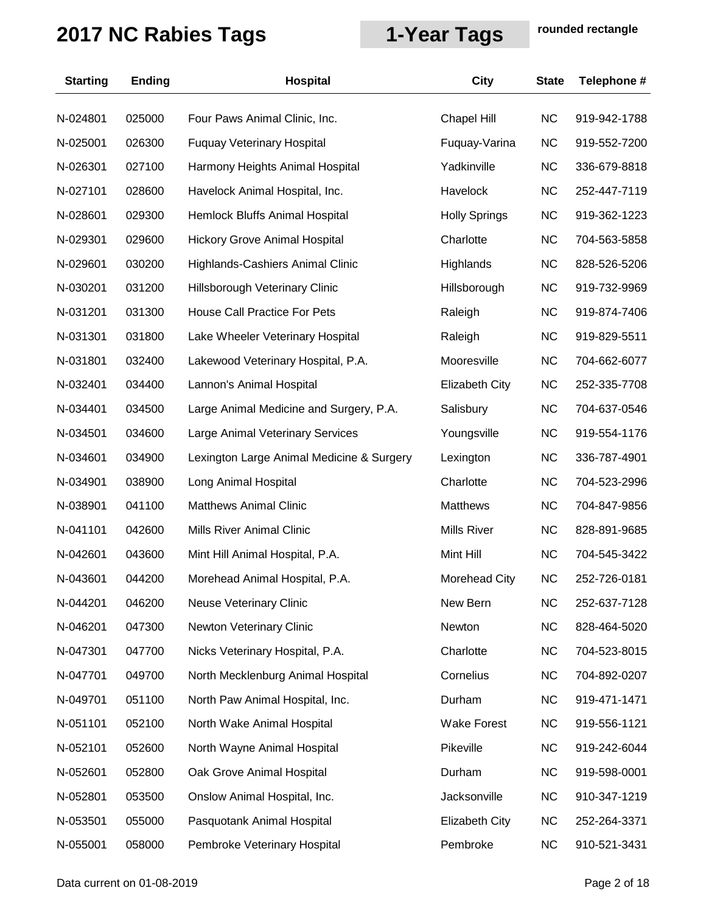# 2017 NC Rabies Tags

**1-Year Tags** **rounded rectangle**

| Starting | Ending | Hospital | City | State | Telephone # |
|---|---|---|---|---|---|
| N-024801 | 025000 | Four Paws Animal Clinic, Inc. | Chapel Hill | NC | 919-942-1788 |
| N-025001 | 026300 | Fuquay Veterinary Hospital | Fuquay-Varina | NC | 919-552-7200 |
| N-026301 | 027100 | Harmony Heights Animal Hospital | Yadkinville | NC | 336-679-8818 |
| N-027101 | 028600 | Havelock Animal Hospital, Inc. | Havelock | NC | 252-447-7119 |
| N-028601 | 029300 | Hemlock Bluffs Animal Hospital | Holly Springs | NC | 919-362-1223 |
| N-029301 | 029600 | Hickory Grove Animal Hospital | Charlotte | NC | 704-563-5858 |
| N-029601 | 030200 | Highlands-Cashiers Animal Clinic | Highlands | NC | 828-526-5206 |
| N-030201 | 031200 | Hillsborough Veterinary Clinic | Hillsborough | NC | 919-732-9969 |
| N-031201 | 031300 | House Call Practice For Pets | Raleigh | NC | 919-874-7406 |
| N-031301 | 031800 | Lake Wheeler Veterinary Hospital | Raleigh | NC | 919-829-5511 |
| N-031801 | 032400 | Lakewood Veterinary Hospital, P.A. | Mooresville | NC | 704-662-6077 |
| N-032401 | 034400 | Lannon's Animal Hospital | Elizabeth City | NC | 252-335-7708 |
| N-034401 | 034500 | Large Animal Medicine and Surgery, P.A. | Salisbury | NC | 704-637-0546 |
| N-034501 | 034600 | Large Animal Veterinary Services | Youngsville | NC | 919-554-1176 |
| N-034601 | 034900 | Lexington Large Animal Medicine & Surgery | Lexington | NC | 336-787-4901 |
| N-034901 | 038900 | Long Animal Hospital | Charlotte | NC | 704-523-2996 |
| N-038901 | 041100 | Matthews Animal Clinic | Matthews | NC | 704-847-9856 |
| N-041101 | 042600 | Mills River Animal Clinic | Mills River | NC | 828-891-9685 |
| N-042601 | 043600 | Mint Hill Animal Hospital, P.A. | Mint Hill | NC | 704-545-3422 |
| N-043601 | 044200 | Morehead Animal Hospital, P.A. | Morehead City | NC | 252-726-0181 |
| N-044201 | 046200 | Neuse Veterinary Clinic | New Bern | NC | 252-637-7128 |
| N-046201 | 047300 | Newton Veterinary Clinic | Newton | NC | 828-464-5020 |
| N-047301 | 047700 | Nicks Veterinary Hospital, P.A. | Charlotte | NC | 704-523-8015 |
| N-047701 | 049700 | North Mecklenburg Animal Hospital | Cornelius | NC | 704-892-0207 |
| N-049701 | 051100 | North Paw Animal Hospital, Inc. | Durham | NC | 919-471-1471 |
| N-051101 | 052100 | North Wake Animal Hospital | Wake Forest | NC | 919-556-1121 |
| N-052101 | 052600 | North Wayne Animal Hospital | Pikeville | NC | 919-242-6044 |
| N-052601 | 052800 | Oak Grove Animal Hospital | Durham | NC | 919-598-0001 |
| N-052801 | 053500 | Onslow Animal Hospital, Inc. | Jacksonville | NC | 910-347-1219 |
| N-053501 | 055000 | Pasquotank Animal Hospital | Elizabeth City | NC | 252-264-3371 |
| N-055001 | 058000 | Pembroke Veterinary Hospital | Pembroke | NC | 910-521-3431 |

Data current on 01-08-2019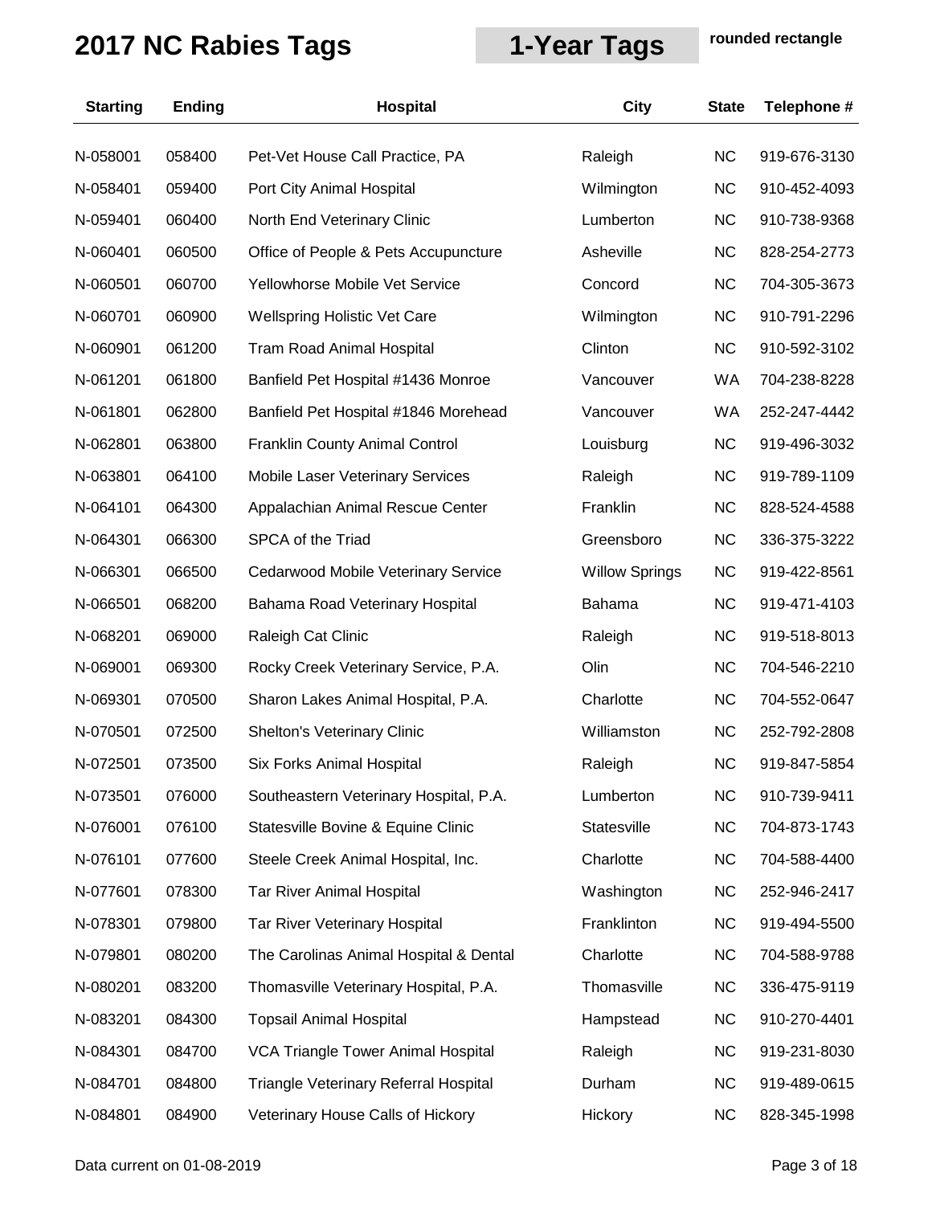# 2017 NC Rabies Tags

**1-Year Tags**

**rounded rectangle**

| Starting | Ending | Hospital | City | State | Telephone # |
|---|---|---|---|---|---|
| N-058001 | 058400 | Pet-Vet House Call Practice, PA | Raleigh | NC | 919-676-3130 |
| N-058401 | 059400 | Port City Animal Hospital | Wilmington | NC | 910-452-4093 |
| N-059401 | 060400 | North End Veterinary Clinic | Lumberton | NC | 910-738-9368 |
| N-060401 | 060500 | Office of People & Pets Accupuncture | Asheville | NC | 828-254-2773 |
| N-060501 | 060700 | Yellowhorse Mobile Vet Service | Concord | NC | 704-305-3673 |
| N-060701 | 060900 | Wellspring Holistic Vet Care | Wilmington | NC | 910-791-2296 |
| N-060901 | 061200 | Tram Road Animal Hospital | Clinton | NC | 910-592-3102 |
| N-061201 | 061800 | Banfield Pet Hospital #1436 Monroe | Vancouver | WA | 704-238-8228 |
| N-061801 | 062800 | Banfield Pet Hospital #1846 Morehead | Vancouver | WA | 252-247-4442 |
| N-062801 | 063800 | Franklin County Animal Control | Louisburg | NC | 919-496-3032 |
| N-063801 | 064100 | Mobile Laser Veterinary Services | Raleigh | NC | 919-789-1109 |
| N-064101 | 064300 | Appalachian Animal Rescue Center | Franklin | NC | 828-524-4588 |
| N-064301 | 066300 | SPCA of the Triad | Greensboro | NC | 336-375-3222 |
| N-066301 | 066500 | Cedarwood Mobile Veterinary Service | Willow Springs | NC | 919-422-8561 |
| N-066501 | 068200 | Bahama Road Veterinary Hospital | Bahama | NC | 919-471-4103 |
| N-068201 | 069000 | Raleigh Cat Clinic | Raleigh | NC | 919-518-8013 |
| N-069001 | 069300 | Rocky Creek Veterinary Service, P.A. | Olin | NC | 704-546-2210 |
| N-069301 | 070500 | Sharon Lakes Animal Hospital, P.A. | Charlotte | NC | 704-552-0647 |
| N-070501 | 072500 | Shelton's Veterinary Clinic | Williamston | NC | 252-792-2808 |
| N-072501 | 073500 | Six Forks Animal Hospital | Raleigh | NC | 919-847-5854 |
| N-073501 | 076000 | Southeastern Veterinary Hospital, P.A. | Lumberton | NC | 910-739-9411 |
| N-076001 | 076100 | Statesville Bovine & Equine Clinic | Statesville | NC | 704-873-1743 |
| N-076101 | 077600 | Steele Creek Animal Hospital, Inc. | Charlotte | NC | 704-588-4400 |
| N-077601 | 078300 | Tar River Animal Hospital | Washington | NC | 252-946-2417 |
| N-078301 | 079800 | Tar River Veterinary Hospital | Franklinton | NC | 919-494-5500 |
| N-079801 | 080200 | The Carolinas Animal Hospital & Dental | Charlotte | NC | 704-588-9788 |
| N-080201 | 083200 | Thomasville Veterinary Hospital, P.A. | Thomasville | NC | 336-475-9119 |
| N-083201 | 084300 | Topsail Animal Hospital | Hampstead | NC | 910-270-4401 |
| N-084301 | 084700 | VCA Triangle Tower Animal Hospital | Raleigh | NC | 919-231-8030 |
| N-084701 | 084800 | Triangle Veterinary Referral Hospital | Durham | NC | 919-489-0615 |
| N-084801 | 084900 | Veterinary House Calls of Hickory | Hickory | NC | 828-345-1998 |

Data current on 01-08-2019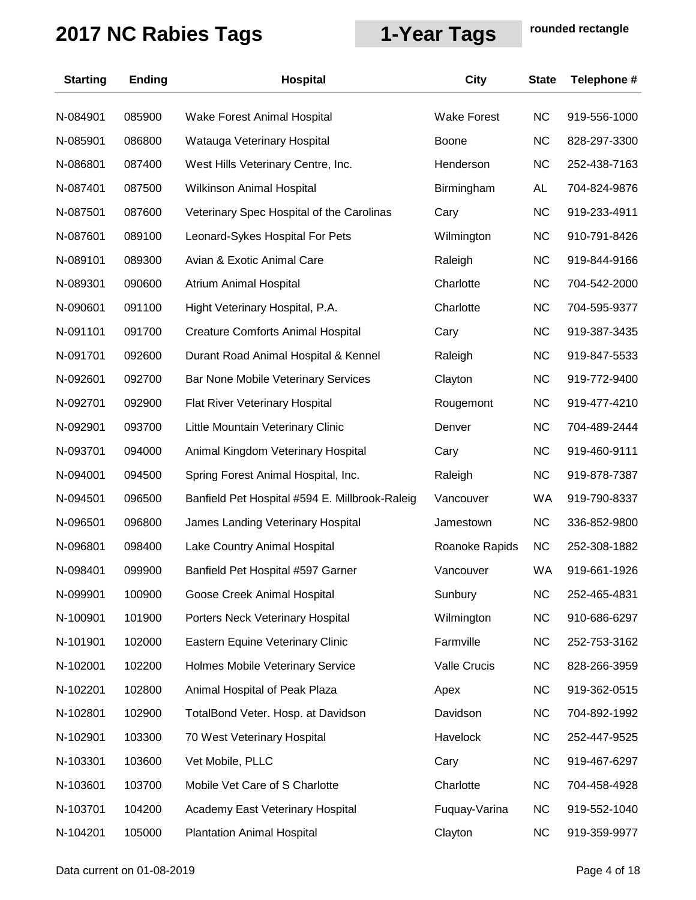# 2017 NC Rabies Tags

**1-Year Tags** rounded rectangle

| Starting | Ending | Hospital | City | State | Telephone # |
|---|---|---|---|---|---|
| N-084901 | 085900 | Wake Forest Animal Hospital | Wake Forest | NC | 919-556-1000 |
| N-085901 | 086800 | Watauga Veterinary Hospital | Boone | NC | 828-297-3300 |
| N-086801 | 087400 | West Hills Veterinary Centre, Inc. | Henderson | NC | 252-438-7163 |
| N-087401 | 087500 | Wilkinson Animal Hospital | Birmingham | AL | 704-824-9876 |
| N-087501 | 087600 | Veterinary Spec Hospital of the Carolinas | Cary | NC | 919-233-4911 |
| N-087601 | 089100 | Leonard-Sykes Hospital For Pets | Wilmington | NC | 910-791-8426 |
| N-089101 | 089300 | Avian & Exotic Animal Care | Raleigh | NC | 919-844-9166 |
| N-089301 | 090600 | Atrium Animal Hospital | Charlotte | NC | 704-542-2000 |
| N-090601 | 091100 | Hight Veterinary Hospital, P.A. | Charlotte | NC | 704-595-9377 |
| N-091101 | 091700 | Creature Comforts Animal Hospital | Cary | NC | 919-387-3435 |
| N-091701 | 092600 | Durant Road Animal Hospital & Kennel | Raleigh | NC | 919-847-5533 |
| N-092601 | 092700 | Bar None Mobile Veterinary Services | Clayton | NC | 919-772-9400 |
| N-092701 | 092900 | Flat River Veterinary Hospital | Rougemont | NC | 919-477-4210 |
| N-092901 | 093700 | Little Mountain Veterinary Clinic | Denver | NC | 704-489-2444 |
| N-093701 | 094000 | Animal Kingdom Veterinary Hospital | Cary | NC | 919-460-9111 |
| N-094001 | 094500 | Spring Forest Animal Hospital, Inc. | Raleigh | NC | 919-878-7387 |
| N-094501 | 096500 | Banfield Pet Hospital #594 E. Millbrook-Raleig | Vancouver | WA | 919-790-8337 |
| N-096501 | 096800 | James Landing Veterinary Hospital | Jamestown | NC | 336-852-9800 |
| N-096801 | 098400 | Lake Country Animal Hospital | Roanoke Rapids | NC | 252-308-1882 |
| N-098401 | 099900 | Banfield Pet Hospital #597 Garner | Vancouver | WA | 919-661-1926 |
| N-099901 | 100900 | Goose Creek Animal Hospital | Sunbury | NC | 252-465-4831 |
| N-100901 | 101900 | Porters Neck Veterinary Hospital | Wilmington | NC | 910-686-6297 |
| N-101901 | 102000 | Eastern Equine Veterinary Clinic | Farmville | NC | 252-753-3162 |
| N-102001 | 102200 | Holmes Mobile Veterinary Service | Valle Crucis | NC | 828-266-3959 |
| N-102201 | 102800 | Animal Hospital of Peak Plaza | Apex | NC | 919-362-0515 |
| N-102801 | 102900 | TotalBond Veter. Hosp. at Davidson | Davidson | NC | 704-892-1992 |
| N-102901 | 103300 | 70 West Veterinary Hospital | Havelock | NC | 252-447-9525 |
| N-103301 | 103600 | Vet Mobile, PLLC | Cary | NC | 919-467-6297 |
| N-103601 | 103700 | Mobile Vet Care of S Charlotte | Charlotte | NC | 704-458-4928 |
| N-103701 | 104200 | Academy East Veterinary Hospital | Fuquay-Varina | NC | 919-552-1040 |
| N-104201 | 105000 | Plantation Animal Hospital | Clayton | NC | 919-359-9977 |

Data current on 01-08-2019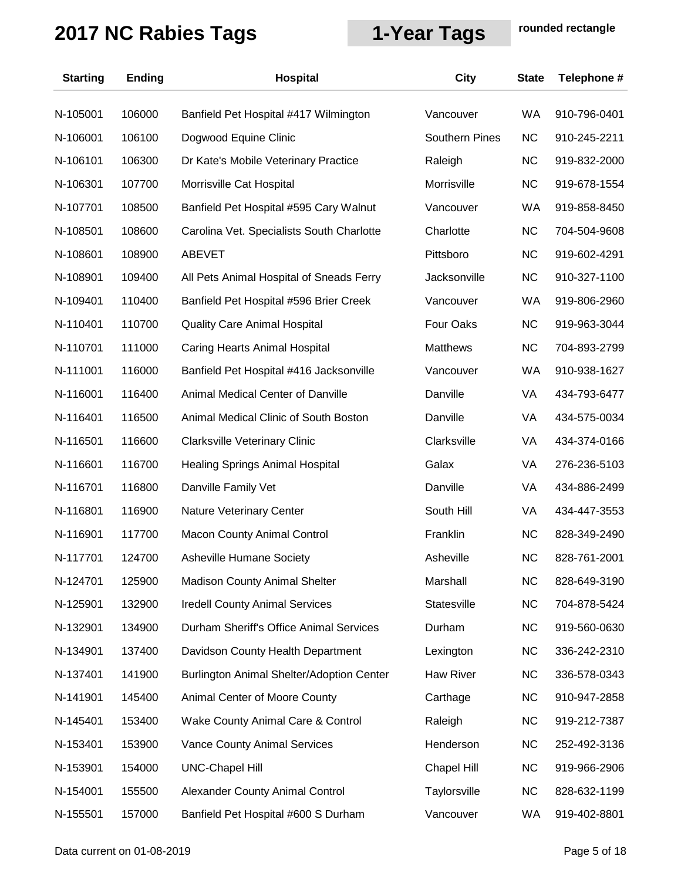# 2017 NC Rabies Tags

## 1-Year Tags

**rounded rectangle**

| Starting | Ending | Hospital | City | State | Telephone # |
|---|---|---|---|---|---|
| N-105001 | 106000 | Banfield Pet Hospital #417 Wilmington | Vancouver | WA | 910-796-0401 |
| N-106001 | 106100 | Dogwood Equine Clinic | Southern Pines | NC | 910-245-2211 |
| N-106101 | 106300 | Dr Kate's Mobile Veterinary Practice | Raleigh | NC | 919-832-2000 |
| N-106301 | 107700 | Morrisville Cat Hospital | Morrisville | NC | 919-678-1554 |
| N-107701 | 108500 | Banfield Pet Hospital #595 Cary Walnut | Vancouver | WA | 919-858-8450 |
| N-108501 | 108600 | Carolina Vet. Specialists South Charlotte | Charlotte | NC | 704-504-9608 |
| N-108601 | 108900 | ABEVET | Pittsboro | NC | 919-602-4291 |
| N-108901 | 109400 | All Pets Animal Hospital of Sneads Ferry | Jacksonville | NC | 910-327-1100 |
| N-109401 | 110400 | Banfield Pet Hospital #596 Brier Creek | Vancouver | WA | 919-806-2960 |
| N-110401 | 110700 | Quality Care Animal Hospital | Four Oaks | NC | 919-963-3044 |
| N-110701 | 111000 | Caring Hearts Animal Hospital | Matthews | NC | 704-893-2799 |
| N-111001 | 116000 | Banfield Pet Hospital #416 Jacksonville | Vancouver | WA | 910-938-1627 |
| N-116001 | 116400 | Animal Medical Center of Danville | Danville | VA | 434-793-6477 |
| N-116401 | 116500 | Animal Medical Clinic of South Boston | Danville | VA | 434-575-0034 |
| N-116501 | 116600 | Clarksville Veterinary Clinic | Clarksville | VA | 434-374-0166 |
| N-116601 | 116700 | Healing Springs Animal Hospital | Galax | VA | 276-236-5103 |
| N-116701 | 116800 | Danville Family Vet | Danville | VA | 434-886-2499 |
| N-116801 | 116900 | Nature Veterinary Center | South Hill | VA | 434-447-3553 |
| N-116901 | 117700 | Macon County Animal Control | Franklin | NC | 828-349-2490 |
| N-117701 | 124700 | Asheville Humane Society | Asheville | NC | 828-761-2001 |
| N-124701 | 125900 | Madison County Animal Shelter | Marshall | NC | 828-649-3190 |
| N-125901 | 132900 | Iredell County Animal Services | Statesville | NC | 704-878-5424 |
| N-132901 | 134900 | Durham Sheriff's Office Animal Services | Durham | NC | 919-560-0630 |
| N-134901 | 137400 | Davidson County Health Department | Lexington | NC | 336-242-2310 |
| N-137401 | 141900 | Burlington Animal Shelter/Adoption Center | Haw River | NC | 336-578-0343 |
| N-141901 | 145400 | Animal Center of Moore County | Carthage | NC | 910-947-2858 |
| N-145401 | 153400 | Wake County Animal Care & Control | Raleigh | NC | 919-212-7387 |
| N-153401 | 153900 | Vance County Animal Services | Henderson | NC | 252-492-3136 |
| N-153901 | 154000 | UNC-Chapel Hill | Chapel Hill | NC | 919-966-2906 |
| N-154001 | 155500 | Alexander County Animal Control | Taylorsville | NC | 828-632-1199 |
| N-155501 | 157000 | Banfield Pet Hospital #600 S Durham | Vancouver | WA | 919-402-8801 |

Data current on 01-08-2019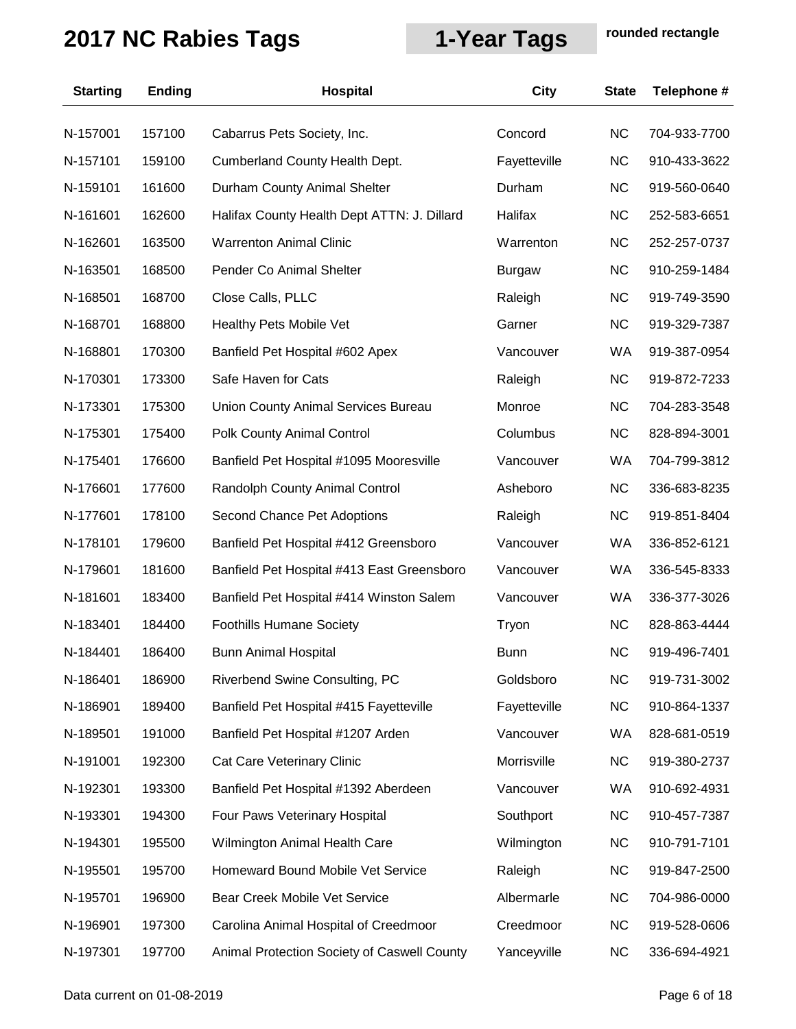# 2017 NC Rabies Tags

**1-Year Tags** **rounded rectangle**

| Starting | Ending | Hospital | City | State | Telephone # |
|---|---|---|---|---|---|
| N-157001 | 157100 | Cabarrus Pets Society, Inc. | Concord | NC | 704-933-7700 |
| N-157101 | 159100 | Cumberland County Health Dept. | Fayetteville | NC | 910-433-3622 |
| N-159101 | 161600 | Durham County Animal Shelter | Durham | NC | 919-560-0640 |
| N-161601 | 162600 | Halifax County Health Dept ATTN: J. Dillard | Halifax | NC | 252-583-6651 |
| N-162601 | 163500 | Warrenton Animal Clinic | Warrenton | NC | 252-257-0737 |
| N-163501 | 168500 | Pender Co Animal Shelter | Burgaw | NC | 910-259-1484 |
| N-168501 | 168700 | Close Calls, PLLC | Raleigh | NC | 919-749-3590 |
| N-168701 | 168800 | Healthy Pets Mobile Vet | Garner | NC | 919-329-7387 |
| N-168801 | 170300 | Banfield Pet Hospital #602 Apex | Vancouver | WA | 919-387-0954 |
| N-170301 | 173300 | Safe Haven for Cats | Raleigh | NC | 919-872-7233 |
| N-173301 | 175300 | Union County Animal Services Bureau | Monroe | NC | 704-283-3548 |
| N-175301 | 175400 | Polk County Animal Control | Columbus | NC | 828-894-3001 |
| N-175401 | 176600 | Banfield Pet Hospital #1095 Mooresville | Vancouver | WA | 704-799-3812 |
| N-176601 | 177600 | Randolph County Animal Control | Asheboro | NC | 336-683-8235 |
| N-177601 | 178100 | Second Chance Pet Adoptions | Raleigh | NC | 919-851-8404 |
| N-178101 | 179600 | Banfield Pet Hospital #412 Greensboro | Vancouver | WA | 336-852-6121 |
| N-179601 | 181600 | Banfield Pet Hospital #413 East Greensboro | Vancouver | WA | 336-545-8333 |
| N-181601 | 183400 | Banfield Pet Hospital #414 Winston Salem | Vancouver | WA | 336-377-3026 |
| N-183401 | 184400 | Foothills Humane Society | Tryon | NC | 828-863-4444 |
| N-184401 | 186400 | Bunn Animal Hospital | Bunn | NC | 919-496-7401 |
| N-186401 | 186900 | Riverbend Swine Consulting, PC | Goldsboro | NC | 919-731-3002 |
| N-186901 | 189400 | Banfield Pet Hospital #415 Fayetteville | Fayetteville | NC | 910-864-1337 |
| N-189501 | 191000 | Banfield Pet Hospital #1207 Arden | Vancouver | WA | 828-681-0519 |
| N-191001 | 192300 | Cat Care Veterinary Clinic | Morrisville | NC | 919-380-2737 |
| N-192301 | 193300 | Banfield Pet Hospital #1392 Aberdeen | Vancouver | WA | 910-692-4931 |
| N-193301 | 194300 | Four Paws Veterinary Hospital | Southport | NC | 910-457-7387 |
| N-194301 | 195500 | Wilmington Animal Health Care | Wilmington | NC | 910-791-7101 |
| N-195501 | 195700 | Homeward Bound Mobile Vet Service | Raleigh | NC | 919-847-2500 |
| N-195701 | 196900 | Bear Creek Mobile Vet Service | Albermarle | NC | 704-986-0000 |
| N-196901 | 197300 | Carolina Animal Hospital of Creedmoor | Creedmoor | NC | 919-528-0606 |
| N-197301 | 197700 | Animal Protection Society of Caswell County | Yanceyville | NC | 336-694-4921 |

Data current on 01-08-2019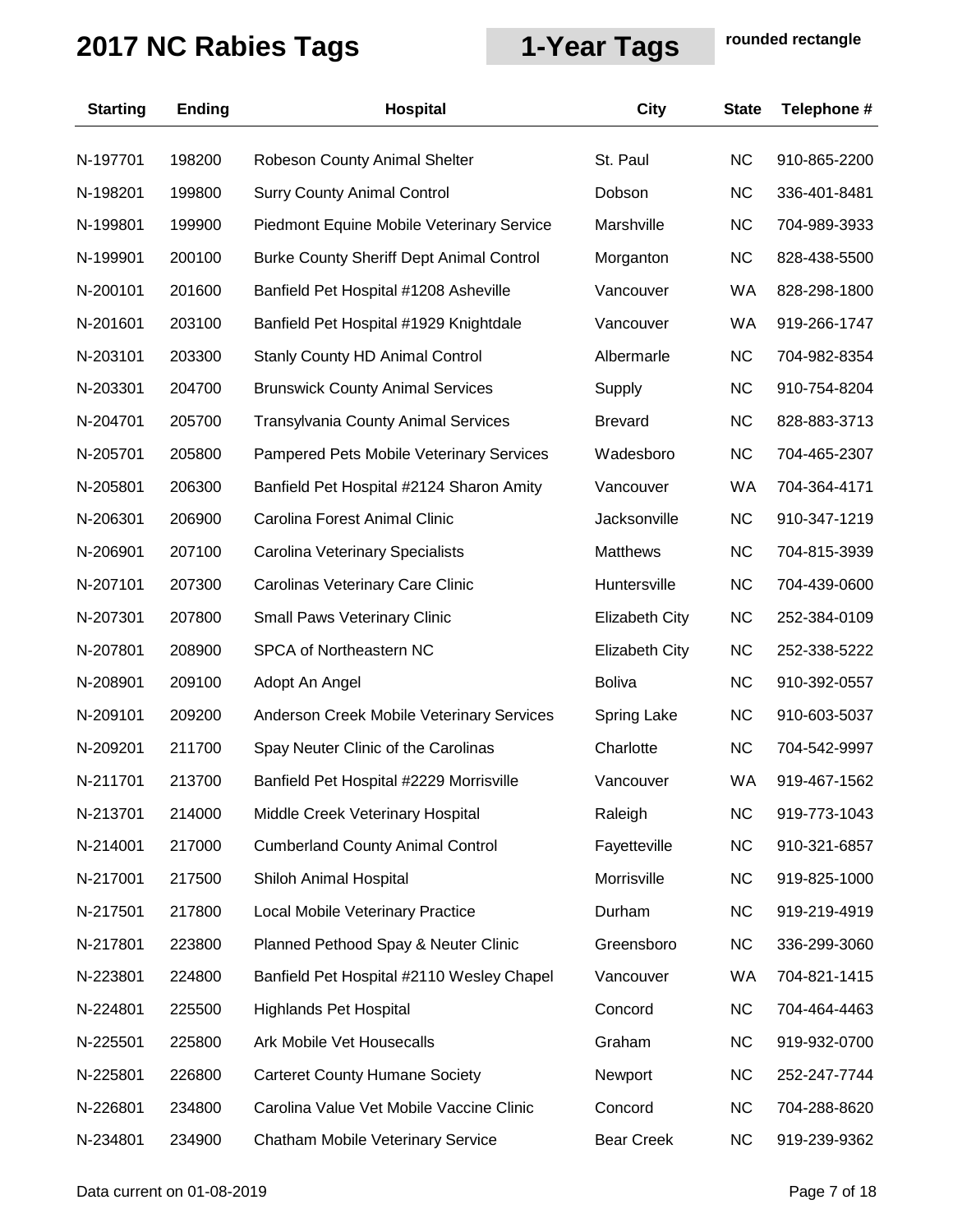# 2017 NC Rabies Tags

**1-Year Tags**

**rounded rectangle**

| Starting | Ending | Hospital | City | State | Telephone # |
|---|---|---|---|---|---|
| N-197701 | 198200 | Robeson County Animal Shelter | St. Paul | NC | 910-865-2200 |
| N-198201 | 199800 | Surry County Animal Control | Dobson | NC | 336-401-8481 |
| N-199801 | 199900 | Piedmont Equine Mobile Veterinary Service | Marshville | NC | 704-989-3933 |
| N-199901 | 200100 | Burke County Sheriff Dept Animal Control | Morganton | NC | 828-438-5500 |
| N-200101 | 201600 | Banfield Pet Hospital #1208 Asheville | Vancouver | WA | 828-298-1800 |
| N-201601 | 203100 | Banfield Pet Hospital #1929 Knightdale | Vancouver | WA | 919-266-1747 |
| N-203101 | 203300 | Stanly County HD Animal Control | Albermarle | NC | 704-982-8354 |
| N-203301 | 204700 | Brunswick County Animal Services | Supply | NC | 910-754-8204 |
| N-204701 | 205700 | Transylvania County Animal Services | Brevard | NC | 828-883-3713 |
| N-205701 | 205800 | Pampered Pets Mobile Veterinary Services | Wadesboro | NC | 704-465-2307 |
| N-205801 | 206300 | Banfield Pet Hospital #2124 Sharon Amity | Vancouver | WA | 704-364-4171 |
| N-206301 | 206900 | Carolina Forest Animal Clinic | Jacksonville | NC | 910-347-1219 |
| N-206901 | 207100 | Carolina Veterinary Specialists | Matthews | NC | 704-815-3939 |
| N-207101 | 207300 | Carolinas Veterinary Care Clinic | Huntersville | NC | 704-439-0600 |
| N-207301 | 207800 | Small Paws Veterinary Clinic | Elizabeth City | NC | 252-384-0109 |
| N-207801 | 208900 | SPCA of Northeastern NC | Elizabeth City | NC | 252-338-5222 |
| N-208901 | 209100 | Adopt An Angel | Boliva | NC | 910-392-0557 |
| N-209101 | 209200 | Anderson Creek Mobile Veterinary Services | Spring Lake | NC | 910-603-5037 |
| N-209201 | 211700 | Spay Neuter Clinic of the Carolinas | Charlotte | NC | 704-542-9997 |
| N-211701 | 213700 | Banfield Pet Hospital #2229 Morrisville | Vancouver | WA | 919-467-1562 |
| N-213701 | 214000 | Middle Creek Veterinary Hospital | Raleigh | NC | 919-773-1043 |
| N-214001 | 217000 | Cumberland County Animal Control | Fayetteville | NC | 910-321-6857 |
| N-217001 | 217500 | Shiloh Animal Hospital | Morrisville | NC | 919-825-1000 |
| N-217501 | 217800 | Local Mobile Veterinary Practice | Durham | NC | 919-219-4919 |
| N-217801 | 223800 | Planned Pethood Spay & Neuter Clinic | Greensboro | NC | 336-299-3060 |
| N-223801 | 224800 | Banfield Pet Hospital #2110 Wesley Chapel | Vancouver | WA | 704-821-1415 |
| N-224801 | 225500 | Highlands Pet Hospital | Concord | NC | 704-464-4463 |
| N-225501 | 225800 | Ark Mobile Vet Housecalls | Graham | NC | 919-932-0700 |
| N-225801 | 226800 | Carteret County Humane Society | Newport | NC | 252-247-7744 |
| N-226801 | 234800 | Carolina Value Vet Mobile Vaccine Clinic | Concord | NC | 704-288-8620 |
| N-234801 | 234900 | Chatham Mobile Veterinary Service | Bear Creek | NC | 919-239-9362 |

Data current on 01-08-2019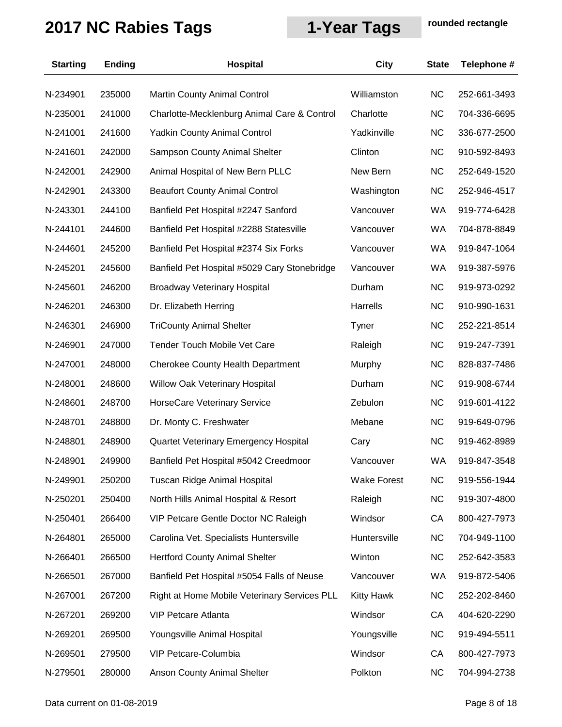# 2017 NC Rabies Tags

**1-Year Tags** rounded rectangle

| Starting | Ending | Hospital | City | State | Telephone # |
|---|---|---|---|---|---|
| N-234901 | 235000 | Martin County Animal Control | Williamston | NC | 252-661-3493 |
| N-235001 | 241000 | Charlotte-Mecklenburg Animal Care & Control | Charlotte | NC | 704-336-6695 |
| N-241001 | 241600 | Yadkin County Animal Control | Yadkinville | NC | 336-677-2500 |
| N-241601 | 242000 | Sampson County Animal Shelter | Clinton | NC | 910-592-8493 |
| N-242001 | 242900 | Animal Hospital of New Bern PLLC | New Bern | NC | 252-649-1520 |
| N-242901 | 243300 | Beaufort County Animal Control | Washington | NC | 252-946-4517 |
| N-243301 | 244100 | Banfield Pet Hospital #2247 Sanford | Vancouver | WA | 919-774-6428 |
| N-244101 | 244600 | Banfield Pet Hospital #2288 Statesville | Vancouver | WA | 704-878-8849 |
| N-244601 | 245200 | Banfield Pet Hospital #2374 Six Forks | Vancouver | WA | 919-847-1064 |
| N-245201 | 245600 | Banfield Pet Hospital #5029 Cary Stonebridge | Vancouver | WA | 919-387-5976 |
| N-245601 | 246200 | Broadway Veterinary Hospital | Durham | NC | 919-973-0292 |
| N-246201 | 246300 | Dr. Elizabeth Herring | Harrells | NC | 910-990-1631 |
| N-246301 | 246900 | TriCounty Animal Shelter | Tyner | NC | 252-221-8514 |
| N-246901 | 247000 | Tender Touch Mobile Vet Care | Raleigh | NC | 919-247-7391 |
| N-247001 | 248000 | Cherokee County Health Department | Murphy | NC | 828-837-7486 |
| N-248001 | 248600 | Willow Oak Veterinary Hospital | Durham | NC | 919-908-6744 |
| N-248601 | 248700 | HorseCare Veterinary Service | Zebulon | NC | 919-601-4122 |
| N-248701 | 248800 | Dr. Monty C. Freshwater | Mebane | NC | 919-649-0796 |
| N-248801 | 248900 | Quartet Veterinary Emergency Hospital | Cary | NC | 919-462-8989 |
| N-248901 | 249900 | Banfield Pet Hospital #5042 Creedmoor | Vancouver | WA | 919-847-3548 |
| N-249901 | 250200 | Tuscan Ridge Animal Hospital | Wake Forest | NC | 919-556-1944 |
| N-250201 | 250400 | North Hills Animal Hospital & Resort | Raleigh | NC | 919-307-4800 |
| N-250401 | 266400 | VIP Petcare Gentle Doctor NC Raleigh | Windsor | CA | 800-427-7973 |
| N-264801 | 265000 | Carolina Vet. Specialists Huntersville | Huntersville | NC | 704-949-1100 |
| N-266401 | 266500 | Hertford County Animal Shelter | Winton | NC | 252-642-3583 |
| N-266501 | 267000 | Banfield Pet Hospital #5054 Falls of Neuse | Vancouver | WA | 919-872-5406 |
| N-267001 | 267200 | Right at Home Mobile Veterinary Services PLL | Kitty Hawk | NC | 252-202-8460 |
| N-267201 | 269200 | VIP Petcare Atlanta | Windsor | CA | 404-620-2290 |
| N-269201 | 269500 | Youngsville Animal Hospital | Youngsville | NC | 919-494-5511 |
| N-269501 | 279500 | VIP Petcare-Columbia | Windsor | CA | 800-427-7973 |
| N-279501 | 280000 | Anson County Animal Shelter | Polkton | NC | 704-994-2738 |

Data current on 01-08-2019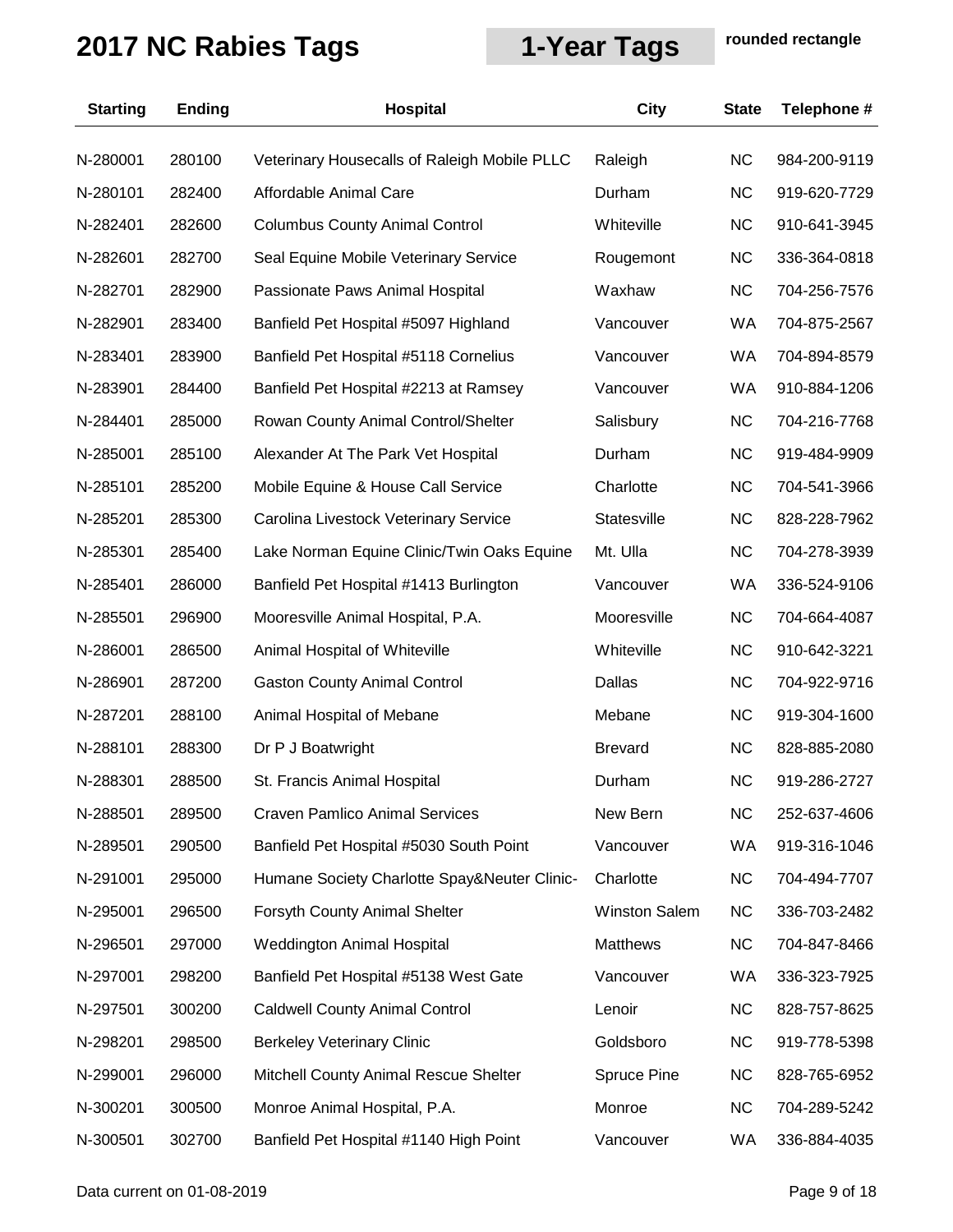# 2017 NC Rabies Tags

**1-Year Tags** rounded rectangle

| Starting | Ending | Hospital | City | State | Telephone # |
|---|---|---|---|---|---|
| N-280001 | 280100 | Veterinary Housecalls of Raleigh Mobile PLLC | Raleigh | NC | 984-200-9119 |
| N-280101 | 282400 | Affordable Animal Care | Durham | NC | 919-620-7729 |
| N-282401 | 282600 | Columbus County Animal Control | Whiteville | NC | 910-641-3945 |
| N-282601 | 282700 | Seal Equine Mobile Veterinary Service | Rougemont | NC | 336-364-0818 |
| N-282701 | 282900 | Passionate Paws Animal Hospital | Waxhaw | NC | 704-256-7576 |
| N-282901 | 283400 | Banfield Pet Hospital #5097 Highland | Vancouver | WA | 704-875-2567 |
| N-283401 | 283900 | Banfield Pet Hospital #5118 Cornelius | Vancouver | WA | 704-894-8579 |
| N-283901 | 284400 | Banfield Pet Hospital #2213 at Ramsey | Vancouver | WA | 910-884-1206 |
| N-284401 | 285000 | Rowan County Animal Control/Shelter | Salisbury | NC | 704-216-7768 |
| N-285001 | 285100 | Alexander At The Park Vet Hospital | Durham | NC | 919-484-9909 |
| N-285101 | 285200 | Mobile Equine & House Call Service | Charlotte | NC | 704-541-3966 |
| N-285201 | 285300 | Carolina Livestock Veterinary Service | Statesville | NC | 828-228-7962 |
| N-285301 | 285400 | Lake Norman Equine Clinic/Twin Oaks Equine | Mt. Ulla | NC | 704-278-3939 |
| N-285401 | 286000 | Banfield Pet Hospital #1413 Burlington | Vancouver | WA | 336-524-9106 |
| N-285501 | 296900 | Mooresville Animal Hospital, P.A. | Mooresville | NC | 704-664-4087 |
| N-286001 | 286500 | Animal Hospital of Whiteville | Whiteville | NC | 910-642-3221 |
| N-286901 | 287200 | Gaston County Animal Control | Dallas | NC | 704-922-9716 |
| N-287201 | 288100 | Animal Hospital of Mebane | Mebane | NC | 919-304-1600 |
| N-288101 | 288300 | Dr P J Boatwright | Brevard | NC | 828-885-2080 |
| N-288301 | 288500 | St. Francis Animal Hospital | Durham | NC | 919-286-2727 |
| N-288501 | 289500 | Craven Pamlico Animal Services | New Bern | NC | 252-637-4606 |
| N-289501 | 290500 | Banfield Pet Hospital #5030 South Point | Vancouver | WA | 919-316-1046 |
| N-291001 | 295000 | Humane Society Charlotte Spay&Neuter Clinic- | Charlotte | NC | 704-494-7707 |
| N-295001 | 296500 | Forsyth County Animal Shelter | Winston Salem | NC | 336-703-2482 |
| N-296501 | 297000 | Weddington Animal Hospital | Matthews | NC | 704-847-8466 |
| N-297001 | 298200 | Banfield Pet Hospital #5138 West Gate | Vancouver | WA | 336-323-7925 |
| N-297501 | 300200 | Caldwell County Animal Control | Lenoir | NC | 828-757-8625 |
| N-298201 | 298500 | Berkeley Veterinary Clinic | Goldsboro | NC | 919-778-5398 |
| N-299001 | 296000 | Mitchell County Animal Rescue Shelter | Spruce Pine | NC | 828-765-6952 |
| N-300201 | 300500 | Monroe Animal Hospital, P.A. | Monroe | NC | 704-289-5242 |
| N-300501 | 302700 | Banfield Pet Hospital #1140 High Point | Vancouver | WA | 336-884-4035 |

Data current on 01-08-2019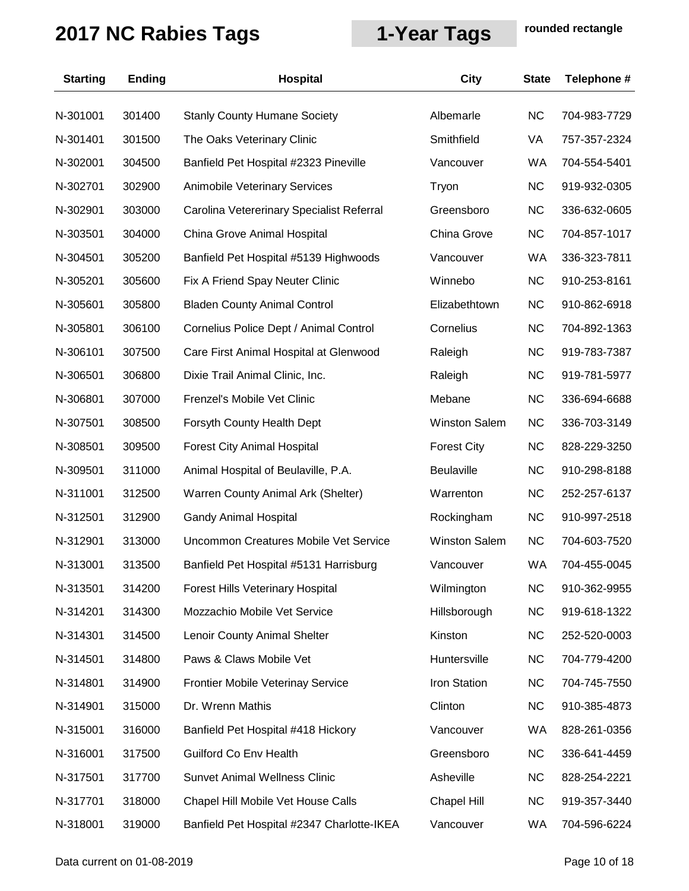# 2017 NC Rabies Tags

**1-Year Tags** **rounded rectangle**

| Starting | Ending | Hospital | City | State | Telephone # |
|---|---|---|---|---|---|
| N-301001 | 301400 | Stanly County Humane Society | Albemarle | NC | 704-983-7729 |
| N-301401 | 301500 | The Oaks Veterinary Clinic | Smithfield | VA | 757-357-2324 |
| N-302001 | 304500 | Banfield Pet Hospital #2323 Pineville | Vancouver | WA | 704-554-5401 |
| N-302701 | 302900 | Animobile Veterinary Services | Tryon | NC | 919-932-0305 |
| N-302901 | 303000 | Carolina Vetererinary Specialist Referral | Greensboro | NC | 336-632-0605 |
| N-303501 | 304000 | China Grove Animal Hospital | China Grove | NC | 704-857-1017 |
| N-304501 | 305200 | Banfield Pet Hospital #5139 Highwoods | Vancouver | WA | 336-323-7811 |
| N-305201 | 305600 | Fix A Friend Spay Neuter Clinic | Winnebo | NC | 910-253-8161 |
| N-305601 | 305800 | Bladen County Animal Control | Elizabethtown | NC | 910-862-6918 |
| N-305801 | 306100 | Cornelius Police Dept / Animal Control | Cornelius | NC | 704-892-1363 |
| N-306101 | 307500 | Care First Animal Hospital at Glenwood | Raleigh | NC | 919-783-7387 |
| N-306501 | 306800 | Dixie Trail Animal Clinic, Inc. | Raleigh | NC | 919-781-5977 |
| N-306801 | 307000 | Frenzel's Mobile Vet Clinic | Mebane | NC | 336-694-6688 |
| N-307501 | 308500 | Forsyth County Health Dept | Winston Salem | NC | 336-703-3149 |
| N-308501 | 309500 | Forest City Animal Hospital | Forest City | NC | 828-229-3250 |
| N-309501 | 311000 | Animal Hospital of Beulaville, P.A. | Beulaville | NC | 910-298-8188 |
| N-311001 | 312500 | Warren County Animal Ark (Shelter) | Warrenton | NC | 252-257-6137 |
| N-312501 | 312900 | Gandy Animal Hospital | Rockingham | NC | 910-997-2518 |
| N-312901 | 313000 | Uncommon Creatures Mobile Vet Service | Winston Salem | NC | 704-603-7520 |
| N-313001 | 313500 | Banfield Pet Hospital #5131 Harrisburg | Vancouver | WA | 704-455-0045 |
| N-313501 | 314200 | Forest Hills Veterinary Hospital | Wilmington | NC | 910-362-9955 |
| N-314201 | 314300 | Mozzachio Mobile Vet Service | Hillsborough | NC | 919-618-1322 |
| N-314301 | 314500 | Lenoir County Animal Shelter | Kinston | NC | 252-520-0003 |
| N-314501 | 314800 | Paws & Claws Mobile Vet | Huntersville | NC | 704-779-4200 |
| N-314801 | 314900 | Frontier Mobile Veterinay Service | Iron Station | NC | 704-745-7550 |
| N-314901 | 315000 | Dr. Wrenn Mathis | Clinton | NC | 910-385-4873 |
| N-315001 | 316000 | Banfield Pet Hospital #418 Hickory | Vancouver | WA | 828-261-0356 |
| N-316001 | 317500 | Guilford Co Env Health | Greensboro | NC | 336-641-4459 |
| N-317501 | 317700 | Sunvet Animal Wellness Clinic | Asheville | NC | 828-254-2221 |
| N-317701 | 318000 | Chapel Hill Mobile Vet House Calls | Chapel Hill | NC | 919-357-3440 |
| N-318001 | 319000 | Banfield Pet Hospital #2347 Charlotte-IKEA | Vancouver | WA | 704-596-6224 |

Data current on 01-08-2019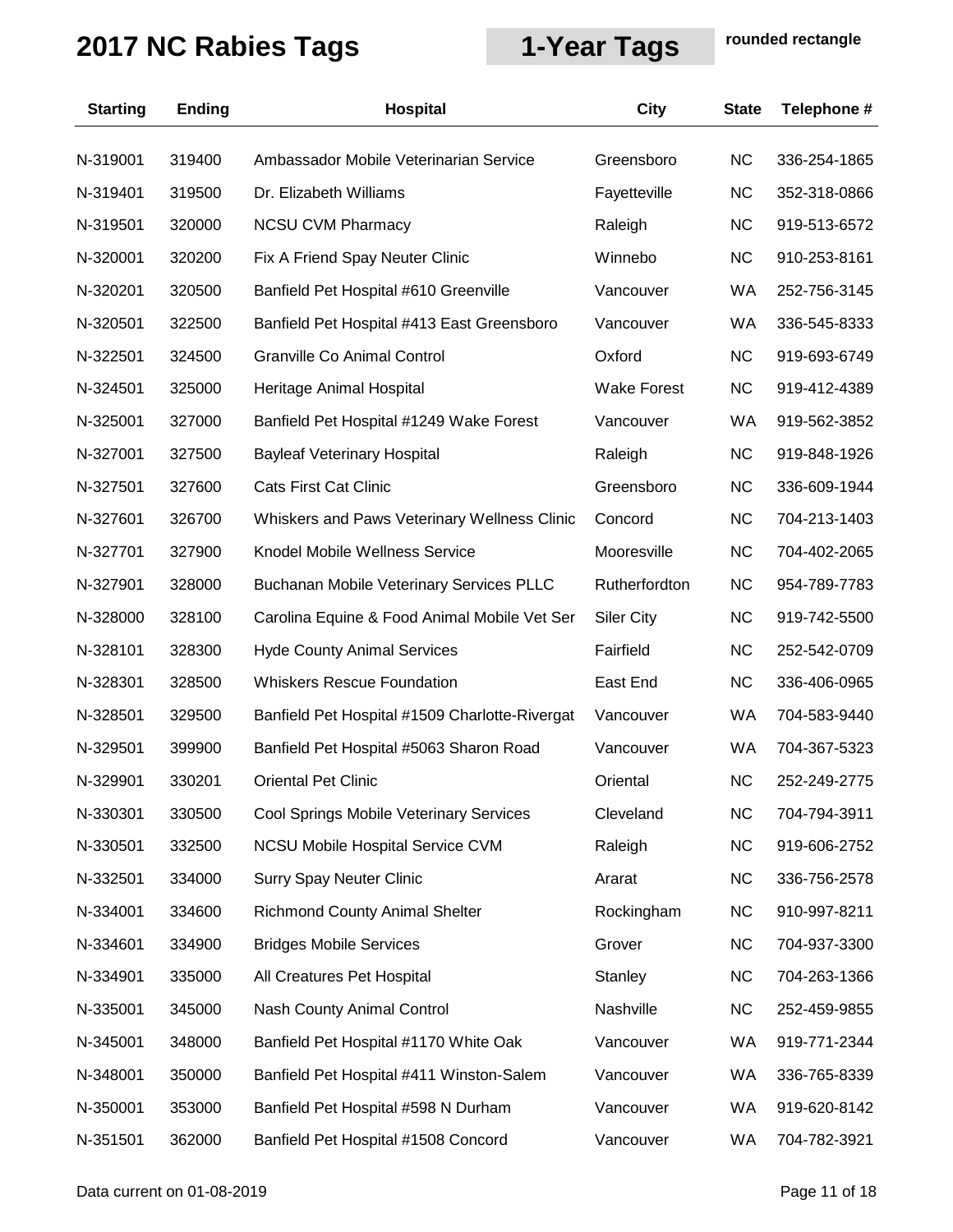# 2017 NC Rabies Tags

## 1-Year Tags

**rounded rectangle**

| Starting | Ending | Hospital | City | State | Telephone # |
|---|---|---|---|---|---|
| N-319001 | 319400 | Ambassador Mobile Veterinarian Service | Greensboro | NC | 336-254-1865 |
| N-319401 | 319500 | Dr. Elizabeth Williams | Fayetteville | NC | 352-318-0866 |
| N-319501 | 320000 | NCSU CVM Pharmacy | Raleigh | NC | 919-513-6572 |
| N-320001 | 320200 | Fix A Friend Spay Neuter Clinic | Winnebo | NC | 910-253-8161 |
| N-320201 | 320500 | Banfield Pet Hospital #610 Greenville | Vancouver | WA | 252-756-3145 |
| N-320501 | 322500 | Banfield Pet Hospital #413 East Greensboro | Vancouver | WA | 336-545-8333 |
| N-322501 | 324500 | Granville Co Animal Control | Oxford | NC | 919-693-6749 |
| N-324501 | 325000 | Heritage Animal Hospital | Wake Forest | NC | 919-412-4389 |
| N-325001 | 327000 | Banfield Pet Hospital #1249 Wake Forest | Vancouver | WA | 919-562-3852 |
| N-327001 | 327500 | Bayleaf Veterinary Hospital | Raleigh | NC | 919-848-1926 |
| N-327501 | 327600 | Cats First Cat Clinic | Greensboro | NC | 336-609-1944 |
| N-327601 | 326700 | Whiskers and Paws Veterinary Wellness Clinic | Concord | NC | 704-213-1403 |
| N-327701 | 327900 | Knodel Mobile Wellness Service | Mooresville | NC | 704-402-2065 |
| N-327901 | 328000 | Buchanan Mobile Veterinary Services PLLC | Rutherfordton | NC | 954-789-7783 |
| N-328000 | 328100 | Carolina Equine & Food Animal Mobile Vet Ser | Siler City | NC | 919-742-5500 |
| N-328101 | 328300 | Hyde County Animal Services | Fairfield | NC | 252-542-0709 |
| N-328301 | 328500 | Whiskers Rescue Foundation | East End | NC | 336-406-0965 |
| N-328501 | 329500 | Banfield Pet Hospital #1509 Charlotte-Rivergat | Vancouver | WA | 704-583-9440 |
| N-329501 | 399900 | Banfield Pet Hospital #5063 Sharon Road | Vancouver | WA | 704-367-5323 |
| N-329901 | 330201 | Oriental Pet Clinic | Oriental | NC | 252-249-2775 |
| N-330301 | 330500 | Cool Springs Mobile Veterinary Services | Cleveland | NC | 704-794-3911 |
| N-330501 | 332500 | NCSU Mobile Hospital Service CVM | Raleigh | NC | 919-606-2752 |
| N-332501 | 334000 | Surry Spay Neuter Clinic | Ararat | NC | 336-756-2578 |
| N-334001 | 334600 | Richmond County Animal Shelter | Rockingham | NC | 910-997-8211 |
| N-334601 | 334900 | Bridges Mobile Services | Grover | NC | 704-937-3300 |
| N-334901 | 335000 | All Creatures Pet Hospital | Stanley | NC | 704-263-1366 |
| N-335001 | 345000 | Nash County Animal Control | Nashville | NC | 252-459-9855 |
| N-345001 | 348000 | Banfield Pet Hospital #1170 White Oak | Vancouver | WA | 919-771-2344 |
| N-348001 | 350000 | Banfield Pet Hospital #411 Winston-Salem | Vancouver | WA | 336-765-8339 |
| N-350001 | 353000 | Banfield Pet Hospital #598 N Durham | Vancouver | WA | 919-620-8142 |
| N-351501 | 362000 | Banfield Pet Hospital #1508 Concord | Vancouver | WA | 704-782-3921 |

Data current on 01-08-2019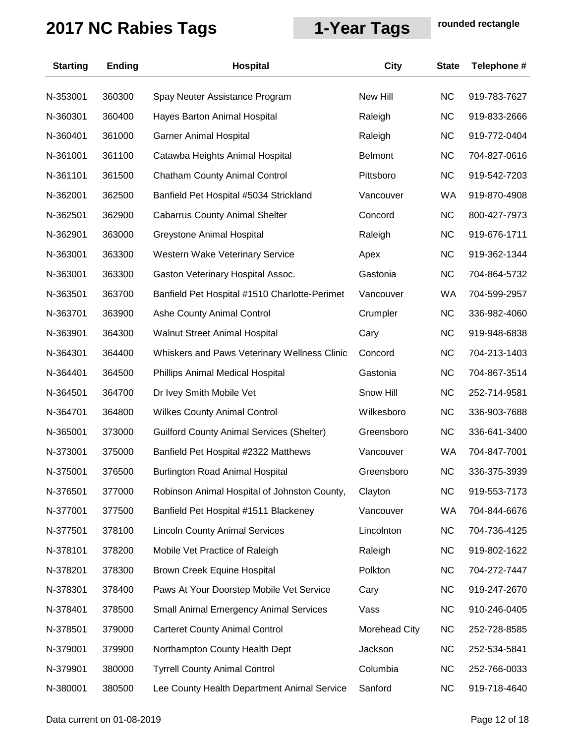# 2017 NC Rabies Tags

**1-Year Tags**

**rounded rectangle**

| Starting | Ending | Hospital | City | State | Telephone # |
|---|---|---|---|---|---|
| N-353001 | 360300 | Spay Neuter Assistance Program | New Hill | NC | 919-783-7627 |
| N-360301 | 360400 | Hayes Barton Animal Hospital | Raleigh | NC | 919-833-2666 |
| N-360401 | 361000 | Garner Animal Hospital | Raleigh | NC | 919-772-0404 |
| N-361001 | 361100 | Catawba Heights Animal Hospital | Belmont | NC | 704-827-0616 |
| N-361101 | 361500 | Chatham County Animal Control | Pittsboro | NC | 919-542-7203 |
| N-362001 | 362500 | Banfield Pet Hospital #5034 Strickland | Vancouver | WA | 919-870-4908 |
| N-362501 | 362900 | Cabarrus County Animal Shelter | Concord | NC | 800-427-7973 |
| N-362901 | 363000 | Greystone Animal Hospital | Raleigh | NC | 919-676-1711 |
| N-363001 | 363300 | Western Wake Veterinary Service | Apex | NC | 919-362-1344 |
| N-363001 | 363300 | Gaston Veterinary Hospital Assoc. | Gastonia | NC | 704-864-5732 |
| N-363501 | 363700 | Banfield Pet Hospital #1510 Charlotte-Perimet | Vancouver | WA | 704-599-2957 |
| N-363701 | 363900 | Ashe County Animal Control | Crumpler | NC | 336-982-4060 |
| N-363901 | 364300 | Walnut Street Animal Hospital | Cary | NC | 919-948-6838 |
| N-364301 | 364400 | Whiskers and Paws Veterinary Wellness Clinic | Concord | NC | 704-213-1403 |
| N-364401 | 364500 | Phillips Animal Medical Hospital | Gastonia | NC | 704-867-3514 |
| N-364501 | 364700 | Dr Ivey Smith Mobile Vet | Snow Hill | NC | 252-714-9581 |
| N-364701 | 364800 | Wilkes County Animal Control | Wilkesboro | NC | 336-903-7688 |
| N-365001 | 373000 | Guilford County Animal Services (Shelter) | Greensboro | NC | 336-641-3400 |
| N-373001 | 375000 | Banfield Pet Hospital #2322 Matthews | Vancouver | WA | 704-847-7001 |
| N-375001 | 376500 | Burlington Road Animal Hospital | Greensboro | NC | 336-375-3939 |
| N-376501 | 377000 | Robinson Animal Hospital of Johnston County, | Clayton | NC | 919-553-7173 |
| N-377001 | 377500 | Banfield Pet Hospital #1511 Blackeney | Vancouver | WA | 704-844-6676 |
| N-377501 | 378100 | Lincoln County Animal Services | Lincolnton | NC | 704-736-4125 |
| N-378101 | 378200 | Mobile Vet Practice of Raleigh | Raleigh | NC | 919-802-1622 |
| N-378201 | 378300 | Brown Creek Equine Hospital | Polkton | NC | 704-272-7447 |
| N-378301 | 378400 | Paws At Your Doorstep Mobile Vet Service | Cary | NC | 919-247-2670 |
| N-378401 | 378500 | Small Animal Emergency Animal Services | Vass | NC | 910-246-0405 |
| N-378501 | 379000 | Carteret County Animal Control | Morehead City | NC | 252-728-8585 |
| N-379001 | 379900 | Northampton County Health Dept | Jackson | NC | 252-534-5841 |
| N-379901 | 380000 | Tyrrell County Animal Control | Columbia | NC | 252-766-0033 |
| N-380001 | 380500 | Lee County Health Department Animal Service | Sanford | NC | 919-718-4640 |

Data current on 01-08-2019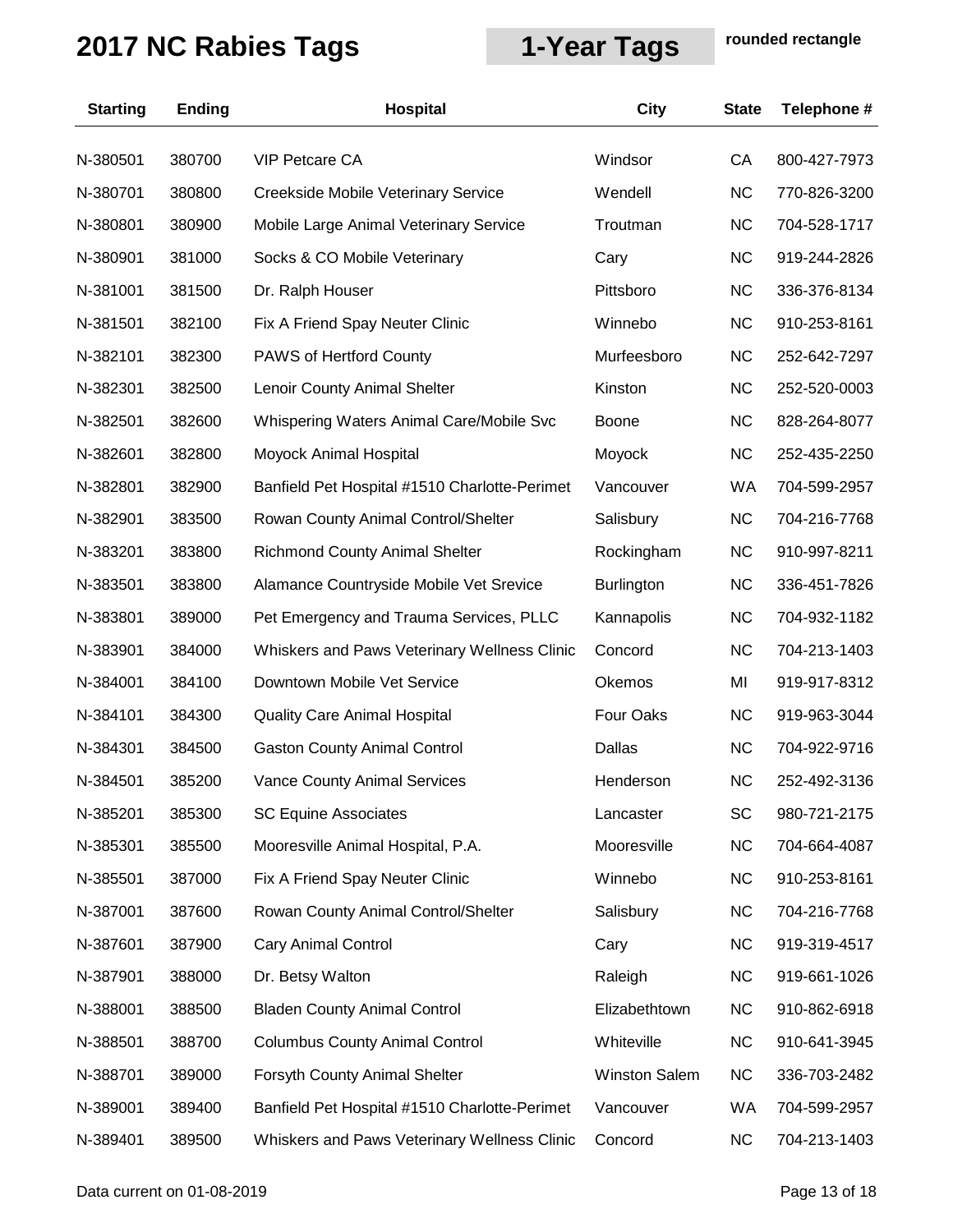# 2017 NC Rabies Tags

**1-Year Tags** rounded rectangle

| Starting | Ending | Hospital | City | State | Telephone # |
|---|---|---|---|---|---|
| N-380501 | 380700 | VIP Petcare CA | Windsor | CA | 800-427-7973 |
| N-380701 | 380800 | Creekside Mobile Veterinary Service | Wendell | NC | 770-826-3200 |
| N-380801 | 380900 | Mobile Large Animal Veterinary Service | Troutman | NC | 704-528-1717 |
| N-380901 | 381000 | Socks & CO Mobile Veterinary | Cary | NC | 919-244-2826 |
| N-381001 | 381500 | Dr. Ralph Houser | Pittsboro | NC | 336-376-8134 |
| N-381501 | 382100 | Fix A Friend Spay Neuter Clinic | Winnebo | NC | 910-253-8161 |
| N-382101 | 382300 | PAWS of Hertford County | Murfeesboro | NC | 252-642-7297 |
| N-382301 | 382500 | Lenoir County Animal Shelter | Kinston | NC | 252-520-0003 |
| N-382501 | 382600 | Whispering Waters Animal Care/Mobile Svc | Boone | NC | 828-264-8077 |
| N-382601 | 382800 | Moyock Animal Hospital | Moyock | NC | 252-435-2250 |
| N-382801 | 382900 | Banfield Pet Hospital #1510 Charlotte-Perimet | Vancouver | WA | 704-599-2957 |
| N-382901 | 383500 | Rowan County Animal Control/Shelter | Salisbury | NC | 704-216-7768 |
| N-383201 | 383800 | Richmond County Animal Shelter | Rockingham | NC | 910-997-8211 |
| N-383501 | 383800 | Alamance Countryside Mobile Vet Srevice | Burlington | NC | 336-451-7826 |
| N-383801 | 389000 | Pet Emergency and Trauma Services, PLLC | Kannapolis | NC | 704-932-1182 |
| N-383901 | 384000 | Whiskers and Paws Veterinary Wellness Clinic | Concord | NC | 704-213-1403 |
| N-384001 | 384100 | Downtown Mobile Vet Service | Okemos | MI | 919-917-8312 |
| N-384101 | 384300 | Quality Care Animal Hospital | Four Oaks | NC | 919-963-3044 |
| N-384301 | 384500 | Gaston County Animal Control | Dallas | NC | 704-922-9716 |
| N-384501 | 385200 | Vance County Animal Services | Henderson | NC | 252-492-3136 |
| N-385201 | 385300 | SC Equine Associates | Lancaster | SC | 980-721-2175 |
| N-385301 | 385500 | Mooresville Animal Hospital, P.A. | Mooresville | NC | 704-664-4087 |
| N-385501 | 387000 | Fix A Friend Spay Neuter Clinic | Winnebo | NC | 910-253-8161 |
| N-387001 | 387600 | Rowan County Animal Control/Shelter | Salisbury | NC | 704-216-7768 |
| N-387601 | 387900 | Cary Animal Control | Cary | NC | 919-319-4517 |
| N-387901 | 388000 | Dr. Betsy Walton | Raleigh | NC | 919-661-1026 |
| N-388001 | 388500 | Bladen County Animal Control | Elizabethtown | NC | 910-862-6918 |
| N-388501 | 388700 | Columbus County Animal Control | Whiteville | NC | 910-641-3945 |
| N-388701 | 389000 | Forsyth County Animal Shelter | Winston Salem | NC | 336-703-2482 |
| N-389001 | 389400 | Banfield Pet Hospital #1510 Charlotte-Perimet | Vancouver | WA | 704-599-2957 |
| N-389401 | 389500 | Whiskers and Paws Veterinary Wellness Clinic | Concord | NC | 704-213-1403 |

Data current on 01-08-2019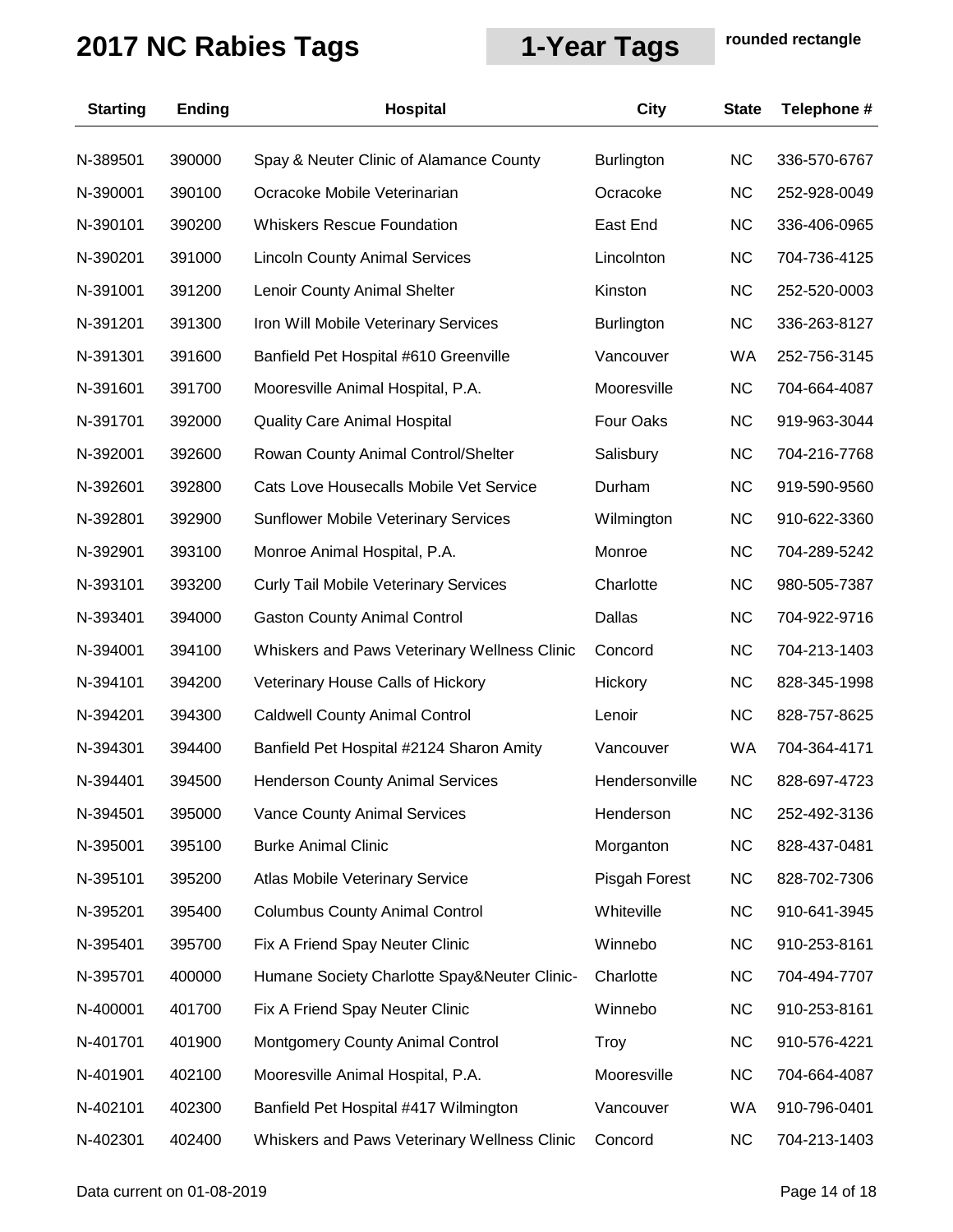# 2017 NC Rabies Tags

**1-Year Tags**

**rounded rectangle**

| Starting | Ending | Hospital | City | State | Telephone # |
|---|---|---|---|---|---|
| N-389501 | 390000 | Spay & Neuter Clinic of Alamance County | Burlington | NC | 336-570-6767 |
| N-390001 | 390100 | Ocracoke Mobile Veterinarian | Ocracoke | NC | 252-928-0049 |
| N-390101 | 390200 | Whiskers Rescue Foundation | East End | NC | 336-406-0965 |
| N-390201 | 391000 | Lincoln County Animal Services | Lincolnton | NC | 704-736-4125 |
| N-391001 | 391200 | Lenoir County Animal Shelter | Kinston | NC | 252-520-0003 |
| N-391201 | 391300 | Iron Will Mobile Veterinary Services | Burlington | NC | 336-263-8127 |
| N-391301 | 391600 | Banfield Pet Hospital #610 Greenville | Vancouver | WA | 252-756-3145 |
| N-391601 | 391700 | Mooresville Animal Hospital, P.A. | Mooresville | NC | 704-664-4087 |
| N-391701 | 392000 | Quality Care Animal Hospital | Four Oaks | NC | 919-963-3044 |
| N-392001 | 392600 | Rowan County Animal Control/Shelter | Salisbury | NC | 704-216-7768 |
| N-392601 | 392800 | Cats Love Housecalls Mobile Vet Service | Durham | NC | 919-590-9560 |
| N-392801 | 392900 | Sunflower Mobile Veterinary Services | Wilmington | NC | 910-622-3360 |
| N-392901 | 393100 | Monroe Animal Hospital, P.A. | Monroe | NC | 704-289-5242 |
| N-393101 | 393200 | Curly Tail Mobile Veterinary Services | Charlotte | NC | 980-505-7387 |
| N-393401 | 394000 | Gaston County Animal Control | Dallas | NC | 704-922-9716 |
| N-394001 | 394100 | Whiskers and Paws Veterinary Wellness Clinic | Concord | NC | 704-213-1403 |
| N-394101 | 394200 | Veterinary House Calls of Hickory | Hickory | NC | 828-345-1998 |
| N-394201 | 394300 | Caldwell County Animal Control | Lenoir | NC | 828-757-8625 |
| N-394301 | 394400 | Banfield Pet Hospital #2124 Sharon Amity | Vancouver | WA | 704-364-4171 |
| N-394401 | 394500 | Henderson County Animal Services | Hendersonville | NC | 828-697-4723 |
| N-394501 | 395000 | Vance County Animal Services | Henderson | NC | 252-492-3136 |
| N-395001 | 395100 | Burke Animal Clinic | Morganton | NC | 828-437-0481 |
| N-395101 | 395200 | Atlas Mobile Veterinary Service | Pisgah Forest | NC | 828-702-7306 |
| N-395201 | 395400 | Columbus County Animal Control | Whiteville | NC | 910-641-3945 |
| N-395401 | 395700 | Fix A Friend Spay Neuter Clinic | Winnebo | NC | 910-253-8161 |
| N-395701 | 400000 | Humane Society Charlotte Spay&Neuter Clinic- | Charlotte | NC | 704-494-7707 |
| N-400001 | 401700 | Fix A Friend Spay Neuter Clinic | Winnebo | NC | 910-253-8161 |
| N-401701 | 401900 | Montgomery County Animal Control | Troy | NC | 910-576-4221 |
| N-401901 | 402100 | Mooresville Animal Hospital, P.A. | Mooresville | NC | 704-664-4087 |
| N-402101 | 402300 | Banfield Pet Hospital #417 Wilmington | Vancouver | WA | 910-796-0401 |
| N-402301 | 402400 | Whiskers and Paws Veterinary Wellness Clinic | Concord | NC | 704-213-1403 |

Data current on 01-08-2019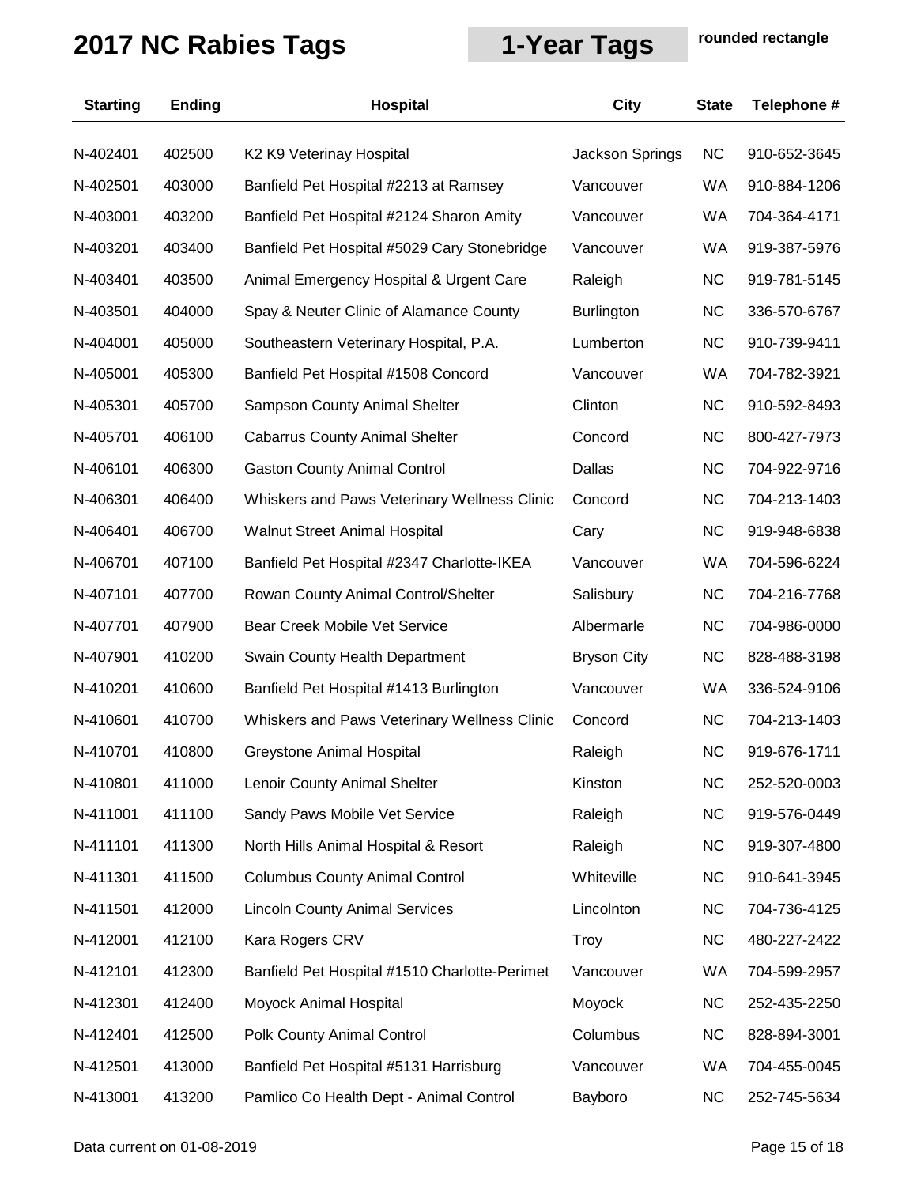# 2017 NC Rabies Tags

**1-Year Tags**

**rounded rectangle**

| Starting | Ending | Hospital | City | State | Telephone # |
|---|---|---|---|---|---|
| N-402401 | 402500 | K2 K9 Veterinay Hospital | Jackson Springs | NC | 910-652-3645 |
| N-402501 | 403000 | Banfield Pet Hospital #2213 at Ramsey | Vancouver | WA | 910-884-1206 |
| N-403001 | 403200 | Banfield Pet Hospital #2124 Sharon Amity | Vancouver | WA | 704-364-4171 |
| N-403201 | 403400 | Banfield Pet Hospital #5029 Cary Stonebridge | Vancouver | WA | 919-387-5976 |
| N-403401 | 403500 | Animal Emergency Hospital & Urgent Care | Raleigh | NC | 919-781-5145 |
| N-403501 | 404000 | Spay & Neuter Clinic of Alamance County | Burlington | NC | 336-570-6767 |
| N-404001 | 405000 | Southeastern Veterinary Hospital, P.A. | Lumberton | NC | 910-739-9411 |
| N-405001 | 405300 | Banfield Pet Hospital #1508 Concord | Vancouver | WA | 704-782-3921 |
| N-405301 | 405700 | Sampson County Animal Shelter | Clinton | NC | 910-592-8493 |
| N-405701 | 406100 | Cabarrus County Animal Shelter | Concord | NC | 800-427-7973 |
| N-406101 | 406300 | Gaston County Animal Control | Dallas | NC | 704-922-9716 |
| N-406301 | 406400 | Whiskers and Paws Veterinary Wellness Clinic | Concord | NC | 704-213-1403 |
| N-406401 | 406700 | Walnut Street Animal Hospital | Cary | NC | 919-948-6838 |
| N-406701 | 407100 | Banfield Pet Hospital #2347 Charlotte-IKEA | Vancouver | WA | 704-596-6224 |
| N-407101 | 407700 | Rowan County Animal Control/Shelter | Salisbury | NC | 704-216-7768 |
| N-407701 | 407900 | Bear Creek Mobile Vet Service | Albermarle | NC | 704-986-0000 |
| N-407901 | 410200 | Swain County Health Department | Bryson City | NC | 828-488-3198 |
| N-410201 | 410600 | Banfield Pet Hospital #1413 Burlington | Vancouver | WA | 336-524-9106 |
| N-410601 | 410700 | Whiskers and Paws Veterinary Wellness Clinic | Concord | NC | 704-213-1403 |
| N-410701 | 410800 | Greystone Animal Hospital | Raleigh | NC | 919-676-1711 |
| N-410801 | 411000 | Lenoir County Animal Shelter | Kinston | NC | 252-520-0003 |
| N-411001 | 411100 | Sandy Paws Mobile Vet Service | Raleigh | NC | 919-576-0449 |
| N-411101 | 411300 | North Hills Animal Hospital & Resort | Raleigh | NC | 919-307-4800 |
| N-411301 | 411500 | Columbus County Animal Control | Whiteville | NC | 910-641-3945 |
| N-411501 | 412000 | Lincoln County Animal Services | Lincolnton | NC | 704-736-4125 |
| N-412001 | 412100 | Kara Rogers CRV | Troy | NC | 480-227-2422 |
| N-412101 | 412300 | Banfield Pet Hospital #1510 Charlotte-Perimet | Vancouver | WA | 704-599-2957 |
| N-412301 | 412400 | Moyock Animal Hospital | Moyock | NC | 252-435-2250 |
| N-412401 | 412500 | Polk County Animal Control | Columbus | NC | 828-894-3001 |
| N-412501 | 413000 | Banfield Pet Hospital #5131 Harrisburg | Vancouver | WA | 704-455-0045 |
| N-413001 | 413200 | Pamlico Co Health Dept - Animal Control | Bayboro | NC | 252-745-5634 |

Data current on 01-08-2019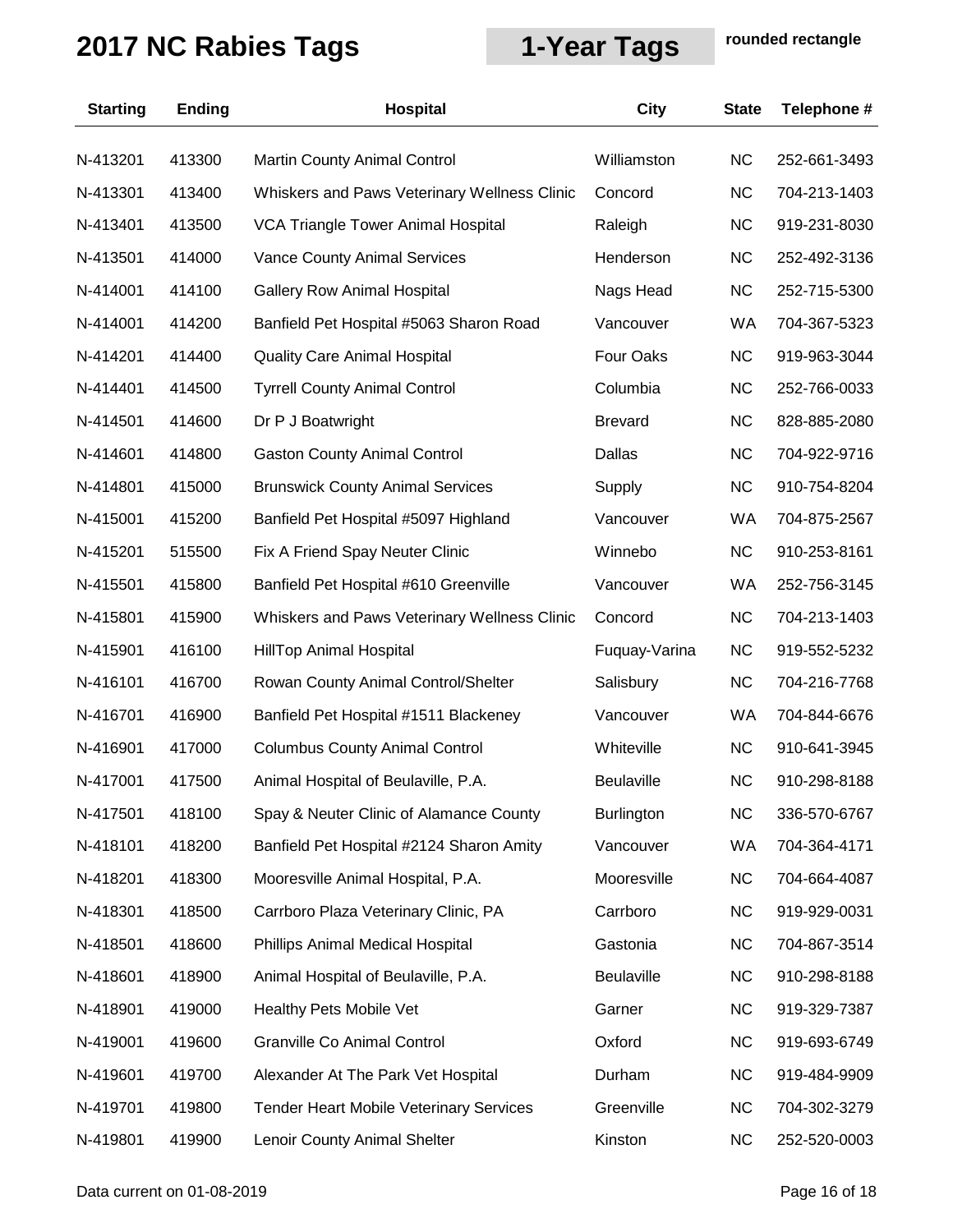# 2017 NC Rabies Tags

**1-Year Tags** rounded rectangle

| Starting | Ending | Hospital | City | State | Telephone # |
|---|---|---|---|---|---|
| N-413201 | 413300 | Martin County Animal Control | Williamston | NC | 252-661-3493 |
| N-413301 | 413400 | Whiskers and Paws Veterinary Wellness Clinic | Concord | NC | 704-213-1403 |
| N-413401 | 413500 | VCA Triangle Tower Animal Hospital | Raleigh | NC | 919-231-8030 |
| N-413501 | 414000 | Vance County Animal Services | Henderson | NC | 252-492-3136 |
| N-414001 | 414100 | Gallery Row Animal Hospital | Nags Head | NC | 252-715-5300 |
| N-414001 | 414200 | Banfield Pet Hospital #5063 Sharon Road | Vancouver | WA | 704-367-5323 |
| N-414201 | 414400 | Quality Care Animal Hospital | Four Oaks | NC | 919-963-3044 |
| N-414401 | 414500 | Tyrrell County Animal Control | Columbia | NC | 252-766-0033 |
| N-414501 | 414600 | Dr P J Boatwright | Brevard | NC | 828-885-2080 |
| N-414601 | 414800 | Gaston County Animal Control | Dallas | NC | 704-922-9716 |
| N-414801 | 415000 | Brunswick County Animal Services | Supply | NC | 910-754-8204 |
| N-415001 | 415200 | Banfield Pet Hospital #5097 Highland | Vancouver | WA | 704-875-2567 |
| N-415201 | 515500 | Fix A Friend Spay Neuter Clinic | Winnebo | NC | 910-253-8161 |
| N-415501 | 415800 | Banfield Pet Hospital #610 Greenville | Vancouver | WA | 252-756-3145 |
| N-415801 | 415900 | Whiskers and Paws Veterinary Wellness Clinic | Concord | NC | 704-213-1403 |
| N-415901 | 416100 | HillTop Animal Hospital | Fuquay-Varina | NC | 919-552-5232 |
| N-416101 | 416700 | Rowan County Animal Control/Shelter | Salisbury | NC | 704-216-7768 |
| N-416701 | 416900 | Banfield Pet Hospital #1511 Blackeney | Vancouver | WA | 704-844-6676 |
| N-416901 | 417000 | Columbus County Animal Control | Whiteville | NC | 910-641-3945 |
| N-417001 | 417500 | Animal Hospital of Beulaville, P.A. | Beulaville | NC | 910-298-8188 |
| N-417501 | 418100 | Spay & Neuter Clinic of Alamance County | Burlington | NC | 336-570-6767 |
| N-418101 | 418200 | Banfield Pet Hospital #2124 Sharon Amity | Vancouver | WA | 704-364-4171 |
| N-418201 | 418300 | Mooresville Animal Hospital, P.A. | Mooresville | NC | 704-664-4087 |
| N-418301 | 418500 | Carrboro Plaza Veterinary Clinic, PA | Carrboro | NC | 919-929-0031 |
| N-418501 | 418600 | Phillips Animal Medical Hospital | Gastonia | NC | 704-867-3514 |
| N-418601 | 418900 | Animal Hospital of Beulaville, P.A. | Beulaville | NC | 910-298-8188 |
| N-418901 | 419000 | Healthy Pets Mobile Vet | Garner | NC | 919-329-7387 |
| N-419001 | 419600 | Granville Co Animal Control | Oxford | NC | 919-693-6749 |
| N-419601 | 419700 | Alexander At The Park Vet Hospital | Durham | NC | 919-484-9909 |
| N-419701 | 419800 | Tender Heart Mobile Veterinary Services | Greenville | NC | 704-302-3279 |
| N-419801 | 419900 | Lenoir County Animal Shelter | Kinston | NC | 252-520-0003 |

Data current on 01-08-2019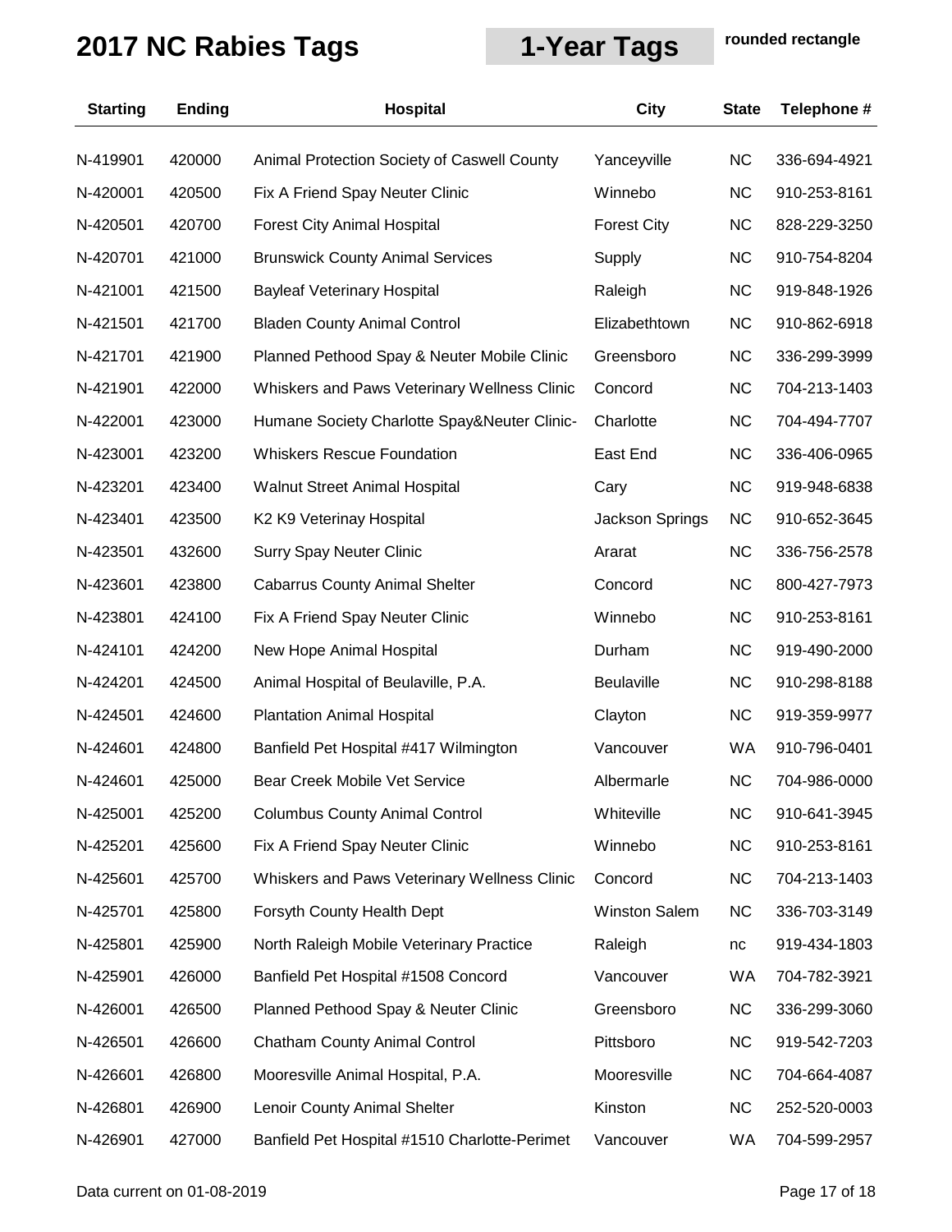# 2017 NC Rabies Tags

**1-Year Tags**

**rounded rectangle**

| Starting | Ending | Hospital | City | State | Telephone # |
|---|---|---|---|---|---|
| N-419901 | 420000 | Animal Protection Society of Caswell County | Yanceyville | NC | 336-694-4921 |
| N-420001 | 420500 | Fix A Friend Spay Neuter Clinic | Winnebo | NC | 910-253-8161 |
| N-420501 | 420700 | Forest City Animal Hospital | Forest City | NC | 828-229-3250 |
| N-420701 | 421000 | Brunswick County Animal Services | Supply | NC | 910-754-8204 |
| N-421001 | 421500 | Bayleaf Veterinary Hospital | Raleigh | NC | 919-848-1926 |
| N-421501 | 421700 | Bladen County Animal Control | Elizabethtown | NC | 910-862-6918 |
| N-421701 | 421900 | Planned Pethood Spay & Neuter Mobile Clinic | Greensboro | NC | 336-299-3999 |
| N-421901 | 422000 | Whiskers and Paws Veterinary Wellness Clinic | Concord | NC | 704-213-1403 |
| N-422001 | 423000 | Humane Society Charlotte Spay&Neuter Clinic- | Charlotte | NC | 704-494-7707 |
| N-423001 | 423200 | Whiskers Rescue Foundation | East End | NC | 336-406-0965 |
| N-423201 | 423400 | Walnut Street Animal Hospital | Cary | NC | 919-948-6838 |
| N-423401 | 423500 | K2 K9 Veterinay Hospital | Jackson Springs | NC | 910-652-3645 |
| N-423501 | 432600 | Surry Spay Neuter Clinic | Ararat | NC | 336-756-2578 |
| N-423601 | 423800 | Cabarrus County Animal Shelter | Concord | NC | 800-427-7973 |
| N-423801 | 424100 | Fix A Friend Spay Neuter Clinic | Winnebo | NC | 910-253-8161 |
| N-424101 | 424200 | New Hope Animal Hospital | Durham | NC | 919-490-2000 |
| N-424201 | 424500 | Animal Hospital of Beulaville, P.A. | Beulaville | NC | 910-298-8188 |
| N-424501 | 424600 | Plantation Animal Hospital | Clayton | NC | 919-359-9977 |
| N-424601 | 424800 | Banfield Pet Hospital #417 Wilmington | Vancouver | WA | 910-796-0401 |
| N-424601 | 425000 | Bear Creek Mobile Vet Service | Albermarle | NC | 704-986-0000 |
| N-425001 | 425200 | Columbus County Animal Control | Whiteville | NC | 910-641-3945 |
| N-425201 | 425600 | Fix A Friend Spay Neuter Clinic | Winnebo | NC | 910-253-8161 |
| N-425601 | 425700 | Whiskers and Paws Veterinary Wellness Clinic | Concord | NC | 704-213-1403 |
| N-425701 | 425800 | Forsyth County Health Dept | Winston Salem | NC | 336-703-3149 |
| N-425801 | 425900 | North Raleigh Mobile Veterinary Practice | Raleigh | nc | 919-434-1803 |
| N-425901 | 426000 | Banfield Pet Hospital #1508 Concord | Vancouver | WA | 704-782-3921 |
| N-426001 | 426500 | Planned Pethood Spay & Neuter Clinic | Greensboro | NC | 336-299-3060 |
| N-426501 | 426600 | Chatham County Animal Control | Pittsboro | NC | 919-542-7203 |
| N-426601 | 426800 | Mooresville Animal Hospital, P.A. | Mooresville | NC | 704-664-4087 |
| N-426801 | 426900 | Lenoir County Animal Shelter | Kinston | NC | 252-520-0003 |
| N-426901 | 427000 | Banfield Pet Hospital #1510 Charlotte-Perimet | Vancouver | WA | 704-599-2957 |

Data current on 01-08-2019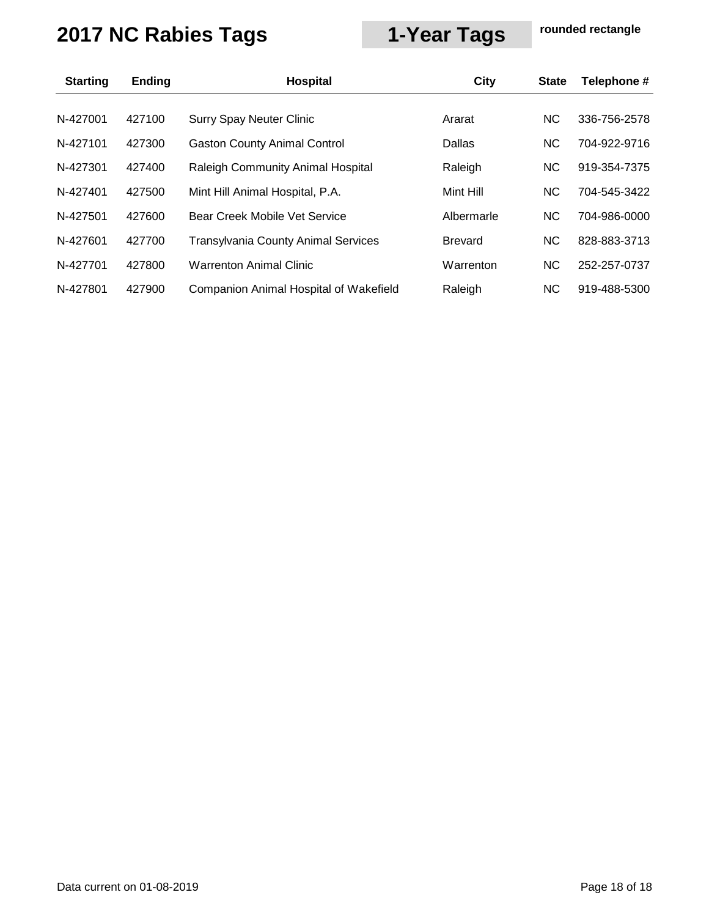# 2017 NC Rabies Tags

## 1-Year Tags

**rounded rectangle**

| Starting | Ending | Hospital | City | State | Telephone # |
|---|---|---|---|---|---|
| N-427001 | 427100 | Surry Spay Neuter Clinic | Ararat | NC | 336-756-2578 |
| N-427101 | 427300 | Gaston County Animal Control | Dallas | NC | 704-922-9716 |
| N-427301 | 427400 | Raleigh Community Animal Hospital | Raleigh | NC | 919-354-7375 |
| N-427401 | 427500 | Mint Hill Animal Hospital, P.A. | Mint Hill | NC | 704-545-3422 |
| N-427501 | 427600 | Bear Creek Mobile Vet Service | Albermarle | NC | 704-986-0000 |
| N-427601 | 427700 | Transylvania County Animal Services | Brevard | NC | 828-883-3713 |
| N-427701 | 427800 | Warrenton Animal Clinic | Warrenton | NC | 252-257-0737 |
| N-427801 | 427900 | Companion Animal Hospital of Wakefield | Raleigh | NC | 919-488-5300 |

Data current on 01-08-2019